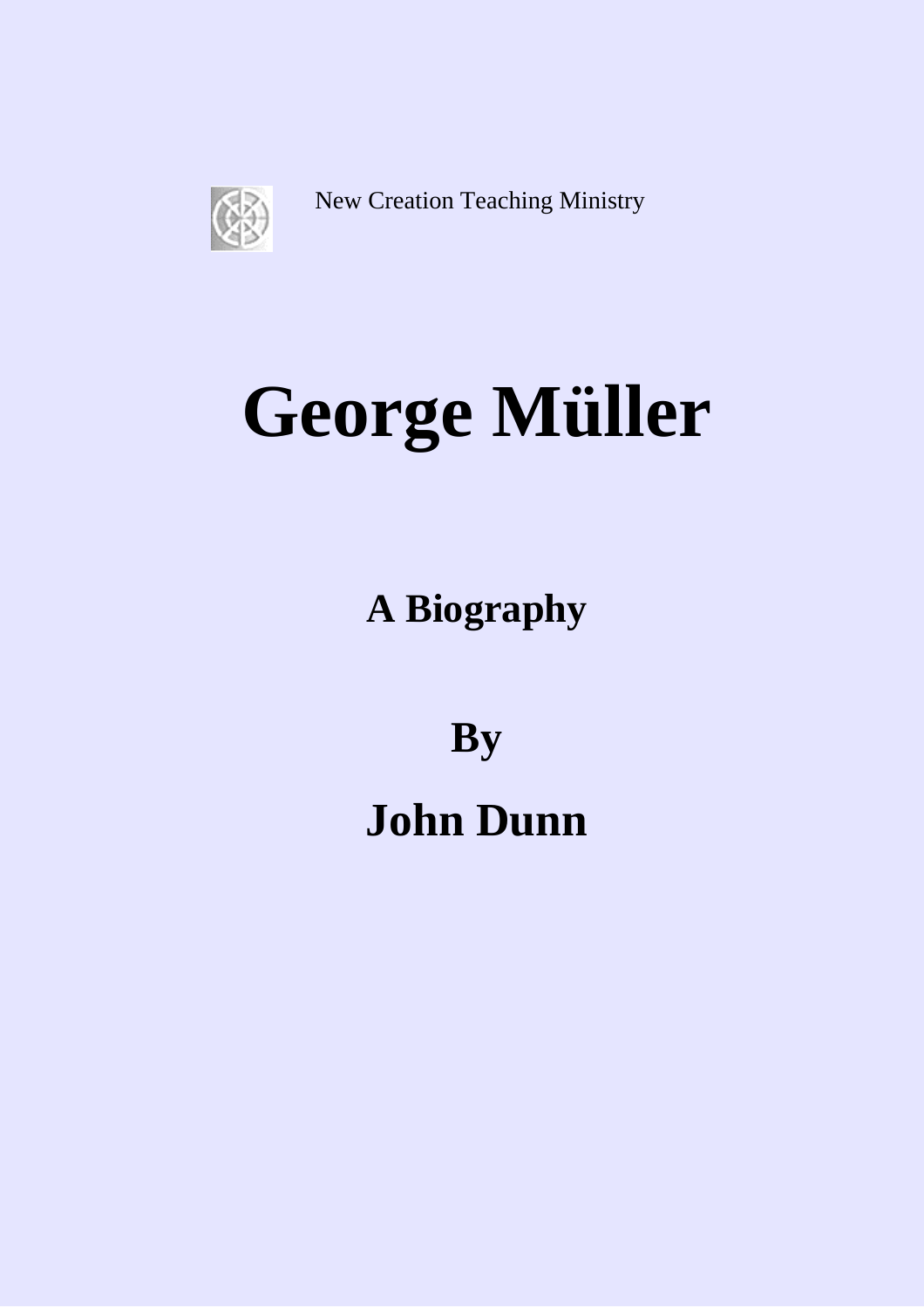New Creation Teaching Ministry

# George Müller

## A Biography

## By

## John Dunn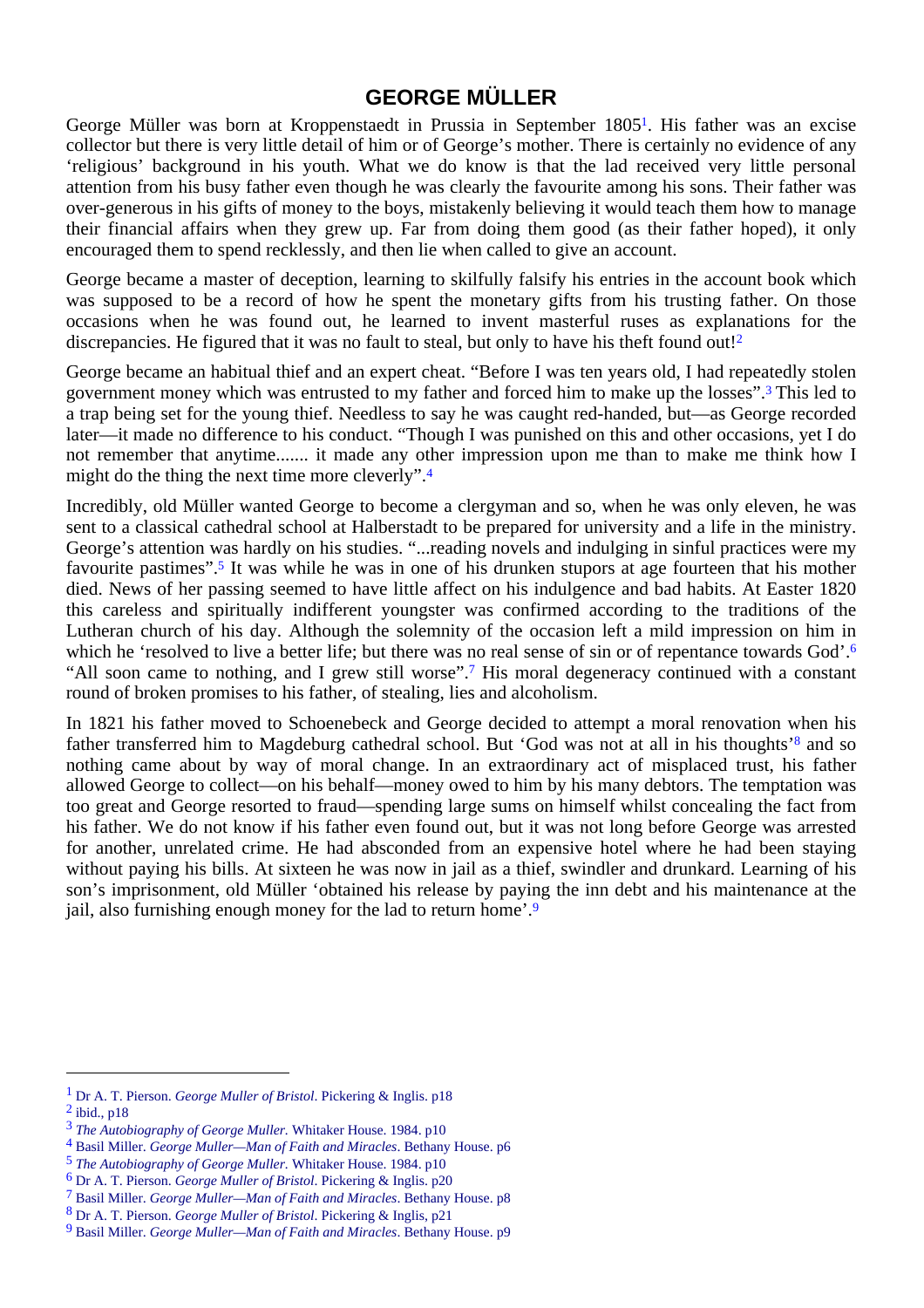# GEORGE MÜLLER

George Müller was born at Kroppenstaedt in Prussia in September 1805[1]. His father was an excise collector but there is very little detail of him or of George's mother. There is certainly no evidence of any 'religious' background in his youth. What we do know is that the lad received very little personal attention from his busy father even though he was clearly the favourite among his sons. Their father was over-generous in his gifts of money to the boys, mistakenly believing it would teach them how to manage their financial affairs when they grew up. Far from doing them good (as their father hoped), it only encouraged them to spend recklessly, and then lie when called to give an account.

George became a master of deception, learning to skilfully falsify his entries in the account book which was supposed to be a record of how he spent the monetary gifts from his trusting father. On those occasions when he was found out, he learned to invent masterful ruses as explanations for the discrepancies. He figured that it was no fault to steal, but only to have his theft found out![2]

George became an habitual thief and an expert cheat. "Before I was ten years old, I had repeatedly stolen government money which was entrusted to my father and forced him to make up the losses".[3] This led to a trap being set for the young thief. Needless to say he was caught red-handed, but—as George recorded later—it made no difference to his conduct. "Though I was punished on this and other occasions, yet I do not remember that anytime....... it made any other impression upon me than to make me think how I might do the thing the next time more cleverly".[4]

Incredibly, old Müller wanted George to become a clergyman and so, when he was only eleven, he was sent to a classical cathedral school at Halberstadt to be prepared for university and a life in the ministry. George's attention was hardly on his studies. "...reading novels and indulging in sinful practices were my favourite pastimes".[5] It was while he was in one of his drunken stupors at age fourteen that his mother died. News of her passing seemed to have little affect on his indulgence and bad habits. At Easter 1820 this careless and spiritually indifferent youngster was confirmed according to the traditions of the Lutheran church of his day. Although the solemnity of the occasion left a mild impression on him in which he 'resolved to live a better life; but there was no real sense of sin or of repentance towards God'.[6] "All soon came to nothing, and I grew still worse".[7] His moral degeneracy continued with a constant round of broken promises to his father, of stealing, lies and alcoholism.

In 1821 his father moved to Schoenebeck and George decided to attempt a moral renovation when his father transferred him to Magdeburg cathedral school. But 'God was not at all in his thoughts'[8] and so nothing came about by way of moral change. In an extraordinary act of misplaced trust, his father allowed George to collect—on his behalf—money owed to him by his many debtors. The temptation was too great and George resorted to fraud—spending large sums on himself whilst concealing the fact from his father. We do not know if his father even found out, but it was not long before George was arrested for another, unrelated crime. He had absconded from an expensive hotel where he had been staying without paying his bills. At sixteen he was now in jail as a thief, swindler and drunkard. Learning of his son's imprisonment, old Müller 'obtained his release by paying the inn debt and his maintenance at the jail, also furnishing enough money for the lad to return home'.[9]

---

[1] Dr A. T. Pierson. *George Muller of Bristol*. Pickering & Inglis. p18

[2] ibid., p18

[3] *The Autobiography of George Muller.* Whitaker House. 1984. p10

[4] Basil Miller. *George Muller—Man of Faith and Miracles*. Bethany House. p6

[5] *The Autobiography of George Muller.* Whitaker House. 1984. p10

[6] Dr A. T. Pierson. *George Muller of Bristol*. Pickering & Inglis. p20

[7] Basil Miller. *George Muller—Man of Faith and Miracles*. Bethany House. p8

[8] Dr A. T. Pierson. *George Muller of Bristol*. Pickering & Inglis, p21

[9] Basil Miller. *George Muller—Man of Faith and Miracles*. Bethany House. p9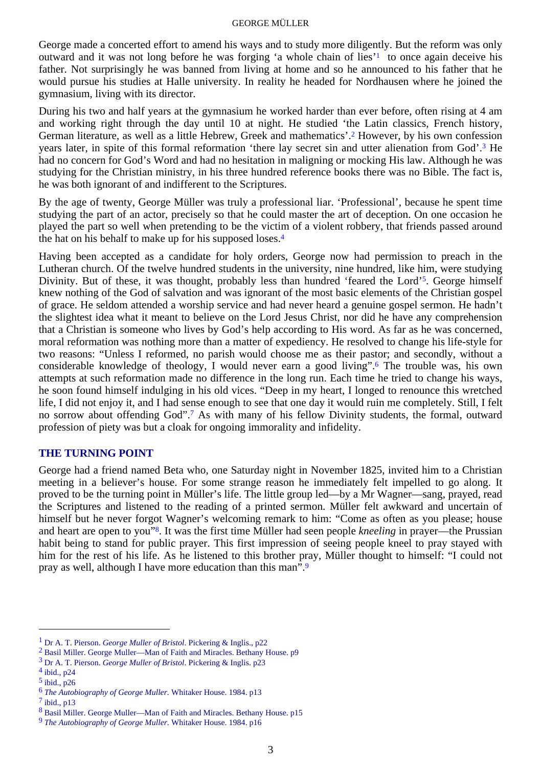George made a concerted effort to amend his ways and to study more diligently. But the reform was only outward and it was not long before he was forging 'a whole chain of lies'[1] to once again deceive his father. Not surprisingly he was banned from living at home and so he announced to his father that he would pursue his studies at Halle university. In reality he headed for Nordhausen where he joined the gymnasium, living with its director.

During his two and half years at the gymnasium he worked harder than ever before, often rising at 4 am and working right through the day until 10 at night. He studied 'the Latin classics, French history, German literature, as well as a little Hebrew, Greek and mathematics'.[2] However, by his own confession years later, in spite of this formal reformation 'there lay secret sin and utter alienation from God'.[3] He had no concern for God's Word and had no hesitation in maligning or mocking His law. Although he was studying for the Christian ministry, in his three hundred reference books there was no Bible. The fact is, he was both ignorant of and indifferent to the Scriptures.

By the age of twenty, George Müller was truly a professional liar. 'Professional', because he spent time studying the part of an actor, precisely so that he could master the art of deception. On one occasion he played the part so well when pretending to be the victim of a violent robbery, that friends passed around the hat on his behalf to make up for his supposed loses.[4]

Having been accepted as a candidate for holy orders, George now had permission to preach in the Lutheran church. Of the twelve hundred students in the university, nine hundred, like him, were studying Divinity. But of these, it was thought, probably less than hundred 'feared the Lord'[5]. George himself knew nothing of the God of salvation and was ignorant of the most basic elements of the Christian gospel of grace. He seldom attended a worship service and had never heard a genuine gospel sermon. He hadn't the slightest idea what it meant to believe on the Lord Jesus Christ, nor did he have any comprehension that a Christian is someone who lives by God's help according to His word. As far as he was concerned, moral reformation was nothing more than a matter of expediency. He resolved to change his life-style for two reasons: "Unless I reformed, no parish would choose me as their pastor; and secondly, without a considerable knowledge of theology, I would never earn a good living".[6] The trouble was, his own attempts at such reformation made no difference in the long run. Each time he tried to change his ways, he soon found himself indulging in his old vices. "Deep in my heart, I longed to renounce this wretched life, I did not enjoy it, and I had sense enough to see that one day it would ruin me completely. Still, I felt no sorrow about offending God".[7] As with many of his fellow Divinity students, the formal, outward profession of piety was but a cloak for ongoing immorality and infidelity.

## THE TURNING POINT

George had a friend named Beta who, one Saturday night in November 1825, invited him to a Christian meeting in a believer's house. For some strange reason he immediately felt impelled to go along. It proved to be the turning point in Müller's life. The little group led—by a Mr Wagner—sang, prayed, read the Scriptures and listened to the reading of a printed sermon. Müller felt awkward and uncertain of himself but he never forgot Wagner's welcoming remark to him: "Come as often as you please; house and heart are open to you"[8]. It was the first time Müller had seen people *kneeling* in prayer—the Prussian habit being to stand for public prayer. This first impression of seeing people kneel to pray stayed with him for the rest of his life. As he listened to this brother pray, Müller thought to himself: "I could not pray as well, although I have more education than this man".[9]

---

[1] Dr A. T. Pierson. *George Muller of Bristol*. Pickering & Inglis., p22
[2] Basil Miller. George Muller—Man of Faith and Miracles. Bethany House. p9
[3] Dr A. T. Pierson. *George Muller of Bristol*. Pickering & Inglis. p23
[4] ibid., p24
[5] ibid., p26
[6] *The Autobiography of George Muller.* Whitaker House. 1984. p13
[7] ibid., p13
[8] Basil Miller. George Muller—Man of Faith and Miracles. Bethany House. p15
[9] *The Autobiography of George Muller.* Whitaker House. 1984. p16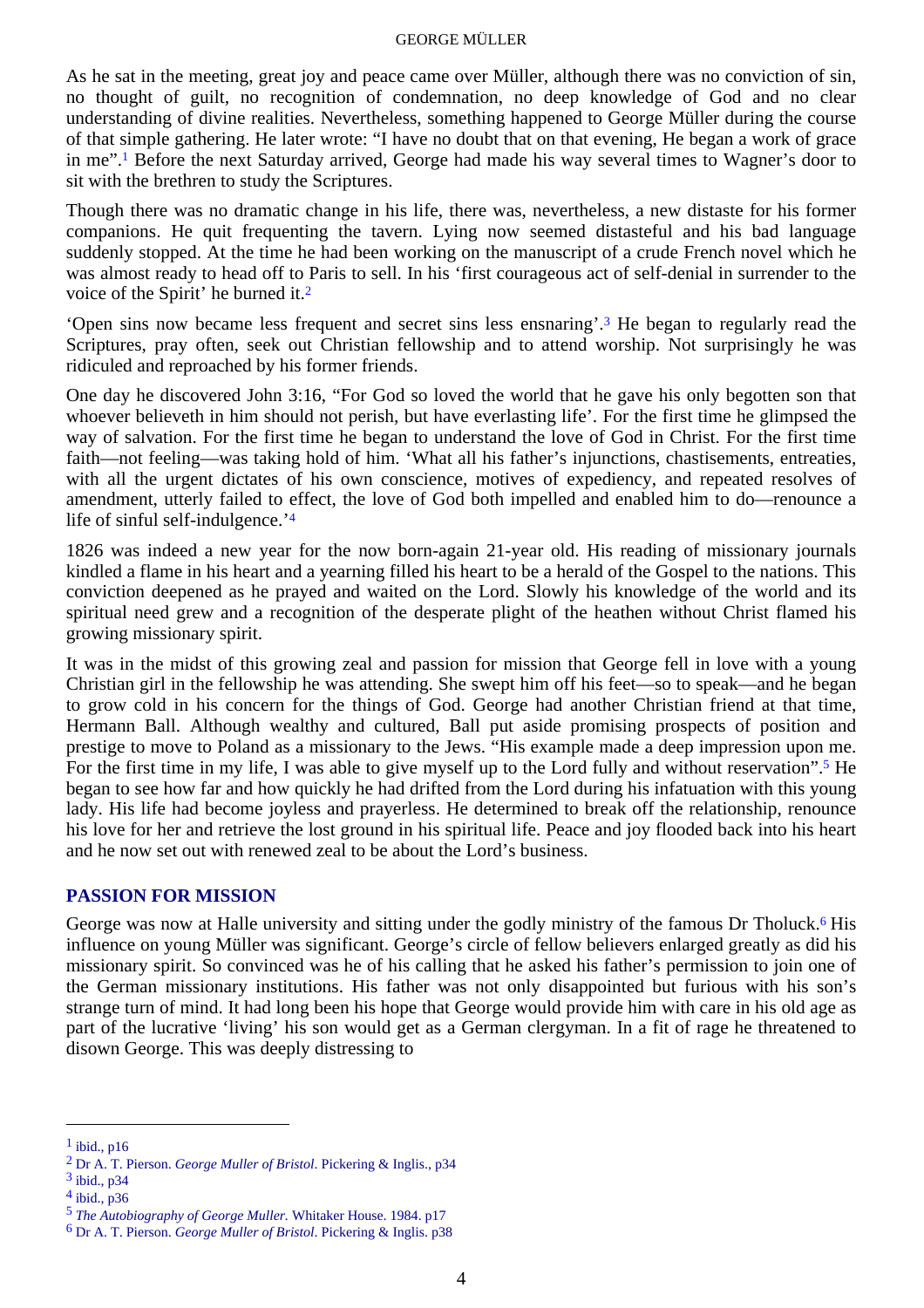As he sat in the meeting, great joy and peace came over Müller, although there was no conviction of sin, no thought of guilt, no recognition of condemnation, no deep knowledge of God and no clear understanding of divine realities. Nevertheless, something happened to George Müller during the course of that simple gathering. He later wrote: "I have no doubt that on that evening, He began a work of grace in me".[1] Before the next Saturday arrived, George had made his way several times to Wagner's door to sit with the brethren to study the Scriptures.

Though there was no dramatic change in his life, there was, nevertheless, a new distaste for his former companions. He quit frequenting the tavern. Lying now seemed distasteful and his bad language suddenly stopped. At the time he had been working on the manuscript of a crude French novel which he was almost ready to head off to Paris to sell. In his 'first courageous act of self-denial in surrender to the voice of the Spirit' he burned it.[2]

'Open sins now became less frequent and secret sins less ensnaring'.[3] He began to regularly read the Scriptures, pray often, seek out Christian fellowship and to attend worship. Not surprisingly he was ridiculed and reproached by his former friends.

One day he discovered John 3:16, "For God so loved the world that he gave his only begotten son that whoever believeth in him should not perish, but have everlasting life'. For the first time he glimpsed the way of salvation. For the first time he began to understand the love of God in Christ. For the first time faith—not feeling—was taking hold of him. 'What all his father's injunctions, chastisements, entreaties, with all the urgent dictates of his own conscience, motives of expediency, and repeated resolves of amendment, utterly failed to effect, the love of God both impelled and enabled him to do—renounce a life of sinful self-indulgence.'[4]

1826 was indeed a new year for the now born-again 21-year old. His reading of missionary journals kindled a flame in his heart and a yearning filled his heart to be a herald of the Gospel to the nations. This conviction deepened as he prayed and waited on the Lord. Slowly his knowledge of the world and its spiritual need grew and a recognition of the desperate plight of the heathen without Christ flamed his growing missionary spirit.

It was in the midst of this growing zeal and passion for mission that George fell in love with a young Christian girl in the fellowship he was attending. She swept him off his feet—so to speak—and he began to grow cold in his concern for the things of God. George had another Christian friend at that time, Hermann Ball. Although wealthy and cultured, Ball put aside promising prospects of position and prestige to move to Poland as a missionary to the Jews. "His example made a deep impression upon me. For the first time in my life, I was able to give myself up to the Lord fully and without reservation".[5] He began to see how far and how quickly he had drifted from the Lord during his infatuation with this young lady. His life had become joyless and prayerless. He determined to break off the relationship, renounce his love for her and retrieve the lost ground in his spiritual life. Peace and joy flooded back into his heart and he now set out with renewed zeal to be about the Lord's business.

## PASSION FOR MISSION

George was now at Halle university and sitting under the godly ministry of the famous Dr Tholuck.[6] His influence on young Müller was significant. George's circle of fellow believers enlarged greatly as did his missionary spirit. So convinced was he of his calling that he asked his father's permission to join one of the German missionary institutions. His father was not only disappointed but furious with his son's strange turn of mind. It had long been his hope that George would provide him with care in his old age as part of the lucrative 'living' his son would get as a German clergyman. In a fit of rage he threatened to disown George. This was deeply distressing to

---

[1] ibid., p16

[2] Dr A. T. Pierson. *George Muller of Bristol*. Pickering & Inglis., p34

[3] ibid., p34

[4] ibid., p36

[5] *The Autobiography of George Muller.* Whitaker House. 1984. p17

[6] Dr A. T. Pierson. *George Muller of Bristol*. Pickering & Inglis. p38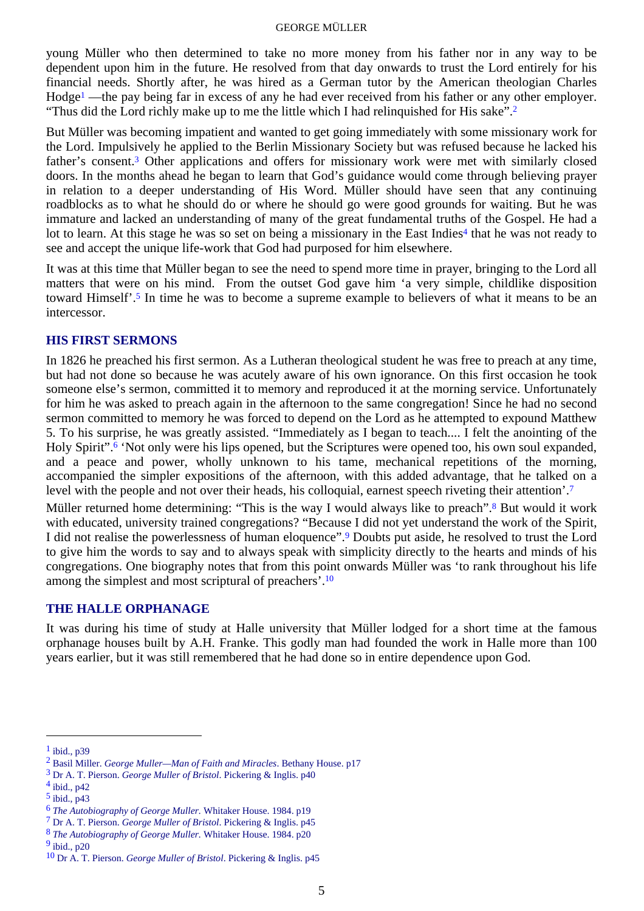young Müller who then determined to take no more money from his father nor in any way to be dependent upon him in the future. He resolved from that day onwards to trust the Lord entirely for his financial needs. Shortly after, he was hired as a German tutor by the American theologian Charles Hodge[1] —the pay being far in excess of any he had ever received from his father or any other employer. “Thus did the Lord richly make up to me the little which I had relinquished for His sake”.[2]

But Müller was becoming impatient and wanted to get going immediately with some missionary work for the Lord. Impulsively he applied to the Berlin Missionary Society but was refused because he lacked his father’s consent.[3] Other applications and offers for missionary work were met with similarly closed doors. In the months ahead he began to learn that God’s guidance would come through believing prayer in relation to a deeper understanding of His Word. Müller should have seen that any continuing roadblocks as to what he should do or where he should go were good grounds for waiting. But he was immature and lacked an understanding of many of the great fundamental truths of the Gospel. He had a lot to learn. At this stage he was so set on being a missionary in the East Indies[4] that he was not ready to see and accept the unique life-work that God had purposed for him elsewhere.

It was at this time that Müller began to see the need to spend more time in prayer, bringing to the Lord all matters that were on his mind. From the outset God gave him ‘a very simple, childlike disposition toward Himself’.[5] In time he was to become a supreme example to believers of what it means to be an intercessor.

## HIS FIRST SERMONS

In 1826 he preached his first sermon. As a Lutheran theological student he was free to preach at any time, but had not done so because he was acutely aware of his own ignorance. On this first occasion he took someone else’s sermon, committed it to memory and reproduced it at the morning service. Unfortunately for him he was asked to preach again in the afternoon to the same congregation! Since he had no second sermon committed to memory he was forced to depend on the Lord as he attempted to expound Matthew 5. To his surprise, he was greatly assisted. “Immediately as I began to teach.... I felt the anointing of the Holy Spirit”.[6] ‘Not only were his lips opened, but the Scriptures were opened too, his own soul expanded, and a peace and power, wholly unknown to his tame, mechanical repetitions of the morning, accompanied the simpler expositions of the afternoon, with this added advantage, that he talked on a level with the people and not over their heads, his colloquial, earnest speech riveting their attention’.[7]

Müller returned home determining: “This is the way I would always like to preach”.[8] But would it work with educated, university trained congregations? “Because I did not yet understand the work of the Spirit, I did not realise the powerlessness of human eloquence”.[9] Doubts put aside, he resolved to trust the Lord to give him the words to say and to always speak with simplicity directly to the hearts and minds of his congregations. One biography notes that from this point onwards Müller was ‘to rank throughout his life among the simplest and most scriptural of preachers’.[10]

## THE HALLE ORPHANAGE

It was during his time of study at Halle university that Müller lodged for a short time at the famous orphanage houses built by A.H. Franke. This godly man had founded the work in Halle more than 100 years earlier, but it was still remembered that he had done so in entire dependence upon God.

---

[1] ibid., p39

[2] Basil Miller. *George Muller—Man of Faith and Miracles*. Bethany House. p17

[3] Dr A. T. Pierson. *George Muller of Bristol*. Pickering & Inglis. p40

[4] ibid., p42

[5] ibid., p43

[6] *The Autobiography of George Muller*. Whitaker House. 1984. p19

[7] Dr A. T. Pierson. *George Muller of Bristol*. Pickering & Inglis. p45

[8] *The Autobiography of George Muller*. Whitaker House. 1984. p20

[9] ibid., p20

[10] Dr A. T. Pierson. *George Muller of Bristol*. Pickering & Inglis. p45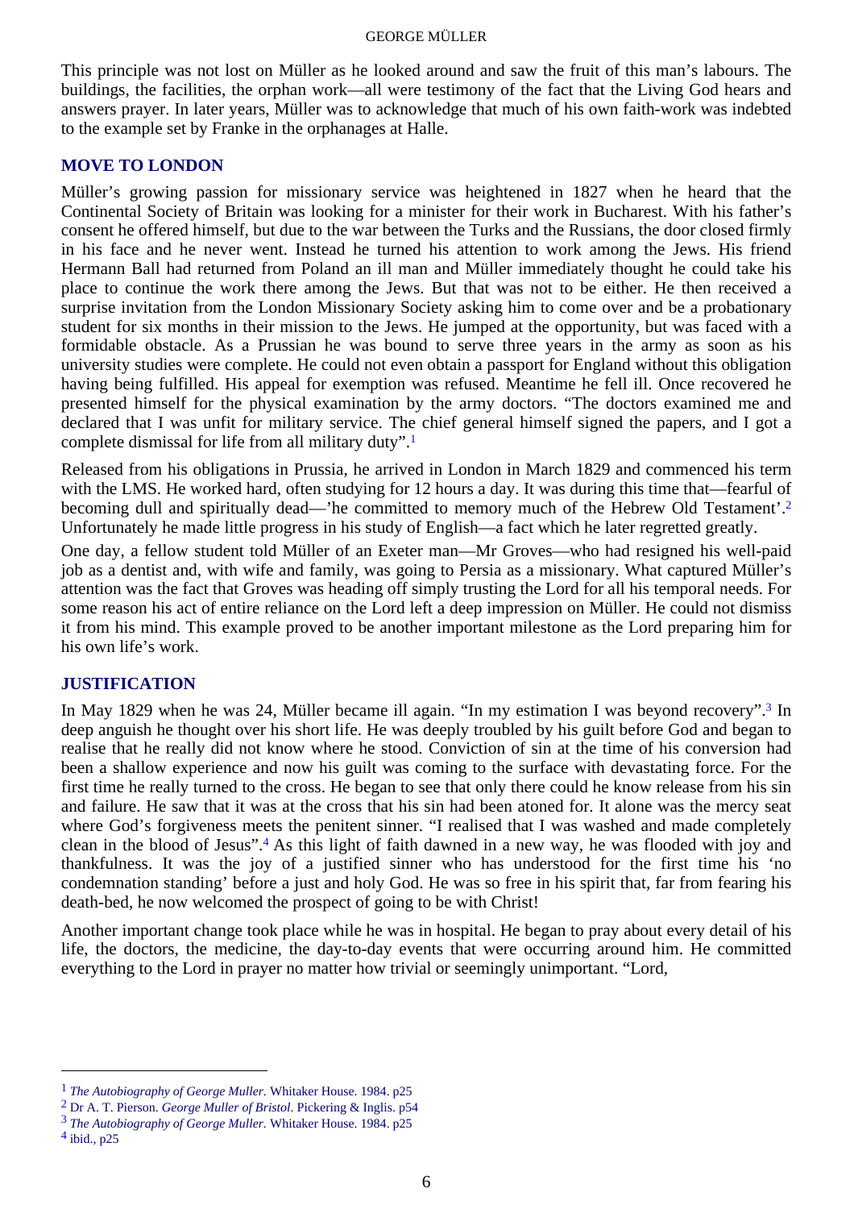This principle was not lost on Müller as he looked around and saw the fruit of this man's labours. The buildings, the facilities, the orphan work—all were testimony of the fact that the Living God hears and answers prayer. In later years, Müller was to acknowledge that much of his own faith-work was indebted to the example set by Franke in the orphanages at Halle.

## MOVE TO LONDON

Müller's growing passion for missionary service was heightened in 1827 when he heard that the Continental Society of Britain was looking for a minister for their work in Bucharest. With his father's consent he offered himself, but due to the war between the Turks and the Russians, the door closed firmly in his face and he never went. Instead he turned his attention to work among the Jews. His friend Hermann Ball had returned from Poland an ill man and Müller immediately thought he could take his place to continue the work there among the Jews. But that was not to be either. He then received a surprise invitation from the London Missionary Society asking him to come over and be a probationary student for six months in their mission to the Jews. He jumped at the opportunity, but was faced with a formidable obstacle. As a Prussian he was bound to serve three years in the army as soon as his university studies were complete. He could not even obtain a passport for England without this obligation having being fulfilled. His appeal for exemption was refused. Meantime he fell ill. Once recovered he presented himself for the physical examination by the army doctors. "The doctors examined me and declared that I was unfit for military service. The chief general himself signed the papers, and I got a complete dismissal for life from all military duty".[1]

Released from his obligations in Prussia, he arrived in London in March 1829 and commenced his term with the LMS. He worked hard, often studying for 12 hours a day. It was during this time that—fearful of becoming dull and spiritually dead—'he committed to memory much of the Hebrew Old Testament'.[2] Unfortunately he made little progress in his study of English—a fact which he later regretted greatly.

One day, a fellow student told Müller of an Exeter man—Mr Groves—who had resigned his well-paid job as a dentist and, with wife and family, was going to Persia as a missionary. What captured Müller's attention was the fact that Groves was heading off simply trusting the Lord for all his temporal needs. For some reason his act of entire reliance on the Lord left a deep impression on Müller. He could not dismiss it from his mind. This example proved to be another important milestone as the Lord preparing him for his own life's work.

## JUSTIFICATION

In May 1829 when he was 24, Müller became ill again. "In my estimation I was beyond recovery".[3] In deep anguish he thought over his short life. He was deeply troubled by his guilt before God and began to realise that he really did not know where he stood. Conviction of sin at the time of his conversion had been a shallow experience and now his guilt was coming to the surface with devastating force. For the first time he really turned to the cross. He began to see that only there could he know release from his sin and failure. He saw that it was at the cross that his sin had been atoned for. It alone was the mercy seat where God's forgiveness meets the penitent sinner. "I realised that I was washed and made completely clean in the blood of Jesus".[4] As this light of faith dawned in a new way, he was flooded with joy and thankfulness. It was the joy of a justified sinner who has understood for the first time his 'no condemnation standing' before a just and holy God. He was so free in his spirit that, far from fearing his death-bed, he now welcomed the prospect of going to be with Christ!

Another important change took place while he was in hospital. He began to pray about every detail of his life, the doctors, the medicine, the day-to-day events that were occurring around him. He committed everything to the Lord in prayer no matter how trivial or seemingly unimportant. "Lord,

---

[1] *The Autobiography of George Muller.* Whitaker House. 1984. p25

[2] Dr A. T. Pierson. *George Muller of Bristol*. Pickering & Inglis. p54

[3] *The Autobiography of George Muller.* Whitaker House. 1984. p25

[4] ibid., p25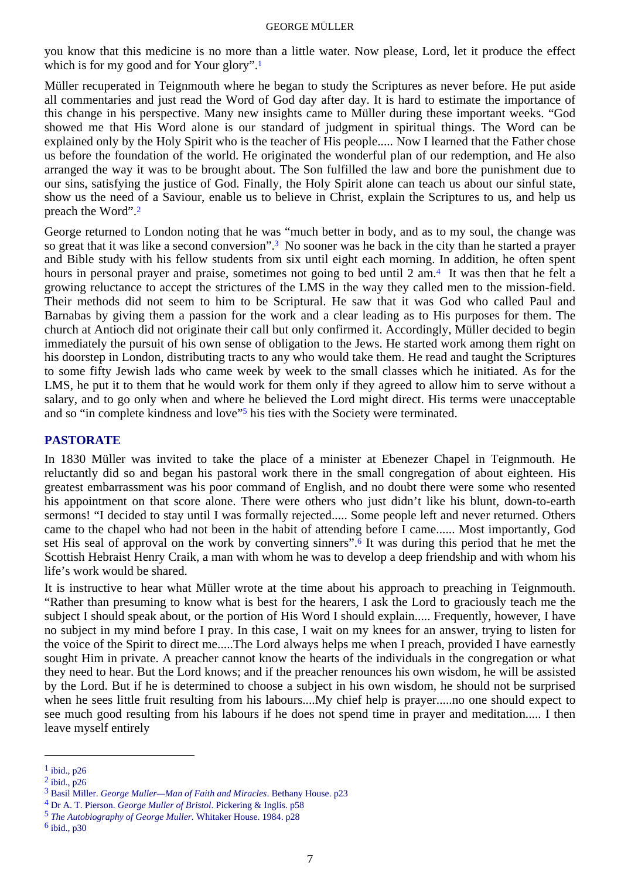you know that this medicine is no more than a little water. Now please, Lord, let it produce the effect which is for my good and for Your glory".[1]

Müller recuperated in Teignmouth where he began to study the Scriptures as never before. He put aside all commentaries and just read the Word of God day after day. It is hard to estimate the importance of this change in his perspective. Many new insights came to Müller during these important weeks. "God showed me that His Word alone is our standard of judgment in spiritual things. The Word can be explained only by the Holy Spirit who is the teacher of His people..... Now I learned that the Father chose us before the foundation of the world. He originated the wonderful plan of our redemption, and He also arranged the way it was to be brought about. The Son fulfilled the law and bore the punishment due to our sins, satisfying the justice of God. Finally, the Holy Spirit alone can teach us about our sinful state, show us the need of a Saviour, enable us to believe in Christ, explain the Scriptures to us, and help us preach the Word".[2]

George returned to London noting that he was "much better in body, and as to my soul, the change was so great that it was like a second conversion".[3] No sooner was he back in the city than he started a prayer and Bible study with his fellow students from six until eight each morning. In addition, he often spent hours in personal prayer and praise, sometimes not going to bed until 2 am.[4] It was then that he felt a growing reluctance to accept the strictures of the LMS in the way they called men to the mission-field. Their methods did not seem to him to be Scriptural. He saw that it was God who called Paul and Barnabas by giving them a passion for the work and a clear leading as to His purposes for them. The church at Antioch did not originate their call but only confirmed it. Accordingly, Müller decided to begin immediately the pursuit of his own sense of obligation to the Jews. He started work among them right on his doorstep in London, distributing tracts to any who would take them. He read and taught the Scriptures to some fifty Jewish lads who came week by week to the small classes which he initiated. As for the LMS, he put it to them that he would work for them only if they agreed to allow him to serve without a salary, and to go only when and where he believed the Lord might direct. His terms were unacceptable and so "in complete kindness and love"[5] his ties with the Society were terminated.

## PASTORATE

In 1830 Müller was invited to take the place of a minister at Ebenezer Chapel in Teignmouth. He reluctantly did so and began his pastoral work there in the small congregation of about eighteen. His greatest embarrassment was his poor command of English, and no doubt there were some who resented his appointment on that score alone. There were others who just didn't like his blunt, down-to-earth sermons! "I decided to stay until I was formally rejected..... Some people left and never returned. Others came to the chapel who had not been in the habit of attending before I came...... Most importantly, God set His seal of approval on the work by converting sinners".[6] It was during this period that he met the Scottish Hebraist Henry Craik, a man with whom he was to develop a deep friendship and with whom his life's work would be shared.

It is instructive to hear what Müller wrote at the time about his approach to preaching in Teignmouth. "Rather than presuming to know what is best for the hearers, I ask the Lord to graciously teach me the subject I should speak about, or the portion of His Word I should explain..... Frequently, however, I have no subject in my mind before I pray. In this case, I wait on my knees for an answer, trying to listen for the voice of the Spirit to direct me.....The Lord always helps me when I preach, provided I have earnestly sought Him in private. A preacher cannot know the hearts of the individuals in the congregation or what they need to hear. But the Lord knows; and if the preacher renounces his own wisdom, he will be assisted by the Lord. But if he is determined to choose a subject in his own wisdom, he should not be surprised when he sees little fruit resulting from his labours....My chief help is prayer.....no one should expect to see much good resulting from his labours if he does not spend time in prayer and meditation..... I then leave myself entirely

---

[1] ibid., p26

[2] ibid., p26

[3] Basil Miller. *George Muller—Man of Faith and Miracles*. Bethany House. p23

[4] Dr A. T. Pierson. *George Muller of Bristol*. Pickering & Inglis. p58

[5] *The Autobiography of George Muller.* Whitaker House. 1984. p28

[6] ibid., p30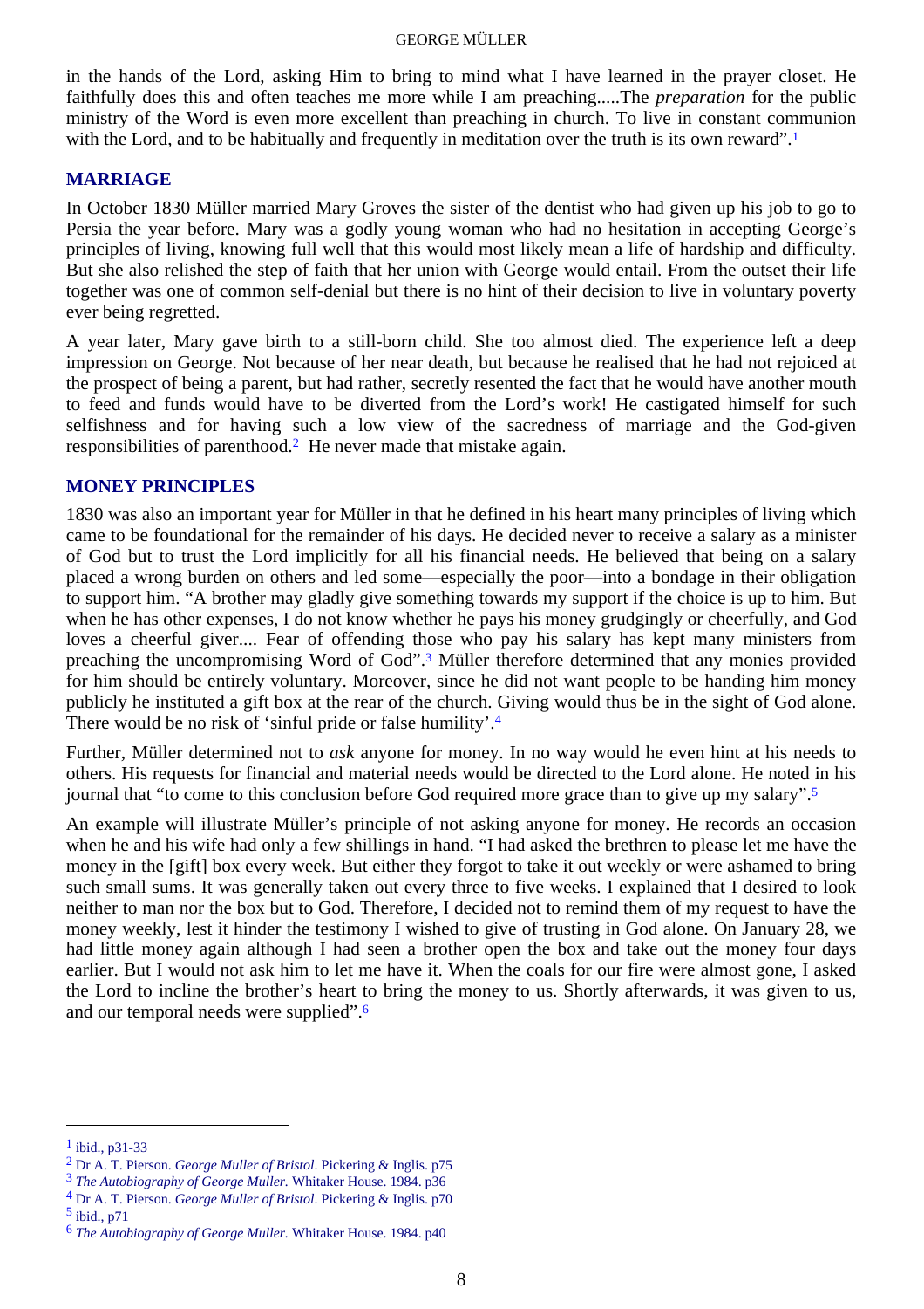in the hands of the Lord, asking Him to bring to mind what I have learned in the prayer closet. He faithfully does this and often teaches me more while I am preaching.....The *preparation* for the public ministry of the Word is even more excellent than preaching in church. To live in constant communion with the Lord, and to be habitually and frequently in meditation over the truth is its own reward".[1]

## MARRIAGE

In October 1830 Müller married Mary Groves the sister of the dentist who had given up his job to go to Persia the year before. Mary was a godly young woman who had no hesitation in accepting George's principles of living, knowing full well that this would most likely mean a life of hardship and difficulty. But she also relished the step of faith that her union with George would entail. From the outset their life together was one of common self-denial but there is no hint of their decision to live in voluntary poverty ever being regretted.

A year later, Mary gave birth to a still-born child. She too almost died. The experience left a deep impression on George. Not because of her near death, but because he realised that he had not rejoiced at the prospect of being a parent, but had rather, secretly resented the fact that he would have another mouth to feed and funds would have to be diverted from the Lord's work! He castigated himself for such selfishness and for having such a low view of the sacredness of marriage and the God-given responsibilities of parenthood.[2] He never made that mistake again.

## MONEY PRINCIPLES

1830 was also an important year for Müller in that he defined in his heart many principles of living which came to be foundational for the remainder of his days. He decided never to receive a salary as a minister of God but to trust the Lord implicitly for all his financial needs. He believed that being on a salary placed a wrong burden on others and led some—especially the poor—into a bondage in their obligation to support him. "A brother may gladly give something towards my support if the choice is up to him. But when he has other expenses, I do not know whether he pays his money grudgingly or cheerfully, and God loves a cheerful giver.... Fear of offending those who pay his salary has kept many ministers from preaching the uncompromising Word of God".[3] Müller therefore determined that any monies provided for him should be entirely voluntary. Moreover, since he did not want people to be handing him money publicly he instituted a gift box at the rear of the church. Giving would thus be in the sight of God alone. There would be no risk of 'sinful pride or false humility'.[4]

Further, Müller determined not to *ask* anyone for money. In no way would he even hint at his needs to others. His requests for financial and material needs would be directed to the Lord alone. He noted in his journal that "to come to this conclusion before God required more grace than to give up my salary".[5]

An example will illustrate Müller's principle of not asking anyone for money. He records an occasion when he and his wife had only a few shillings in hand. "I had asked the brethren to please let me have the money in the [gift] box every week. But either they forgot to take it out weekly or were ashamed to bring such small sums. It was generally taken out every three to five weeks. I explained that I desired to look neither to man nor the box but to God. Therefore, I decided not to remind them of my request to have the money weekly, lest it hinder the testimony I wished to give of trusting in God alone. On January 28, we had little money again although I had seen a brother open the box and take out the money four days earlier. But I would not ask him to let me have it. When the coals for our fire were almost gone, I asked the Lord to incline the brother's heart to bring the money to us. Shortly afterwards, it was given to us, and our temporal needs were supplied".[6]

---

[1] ibid., p31-33
[2] Dr A. T. Pierson. *George Muller of Bristol*. Pickering & Inglis. p75
[3] *The Autobiography of George Muller.* Whitaker House. 1984. p36
[4] Dr A. T. Pierson. *George Muller of Bristol*. Pickering & Inglis. p70
[5] ibid., p71
[6] *The Autobiography of George Muller.* Whitaker House. 1984. p40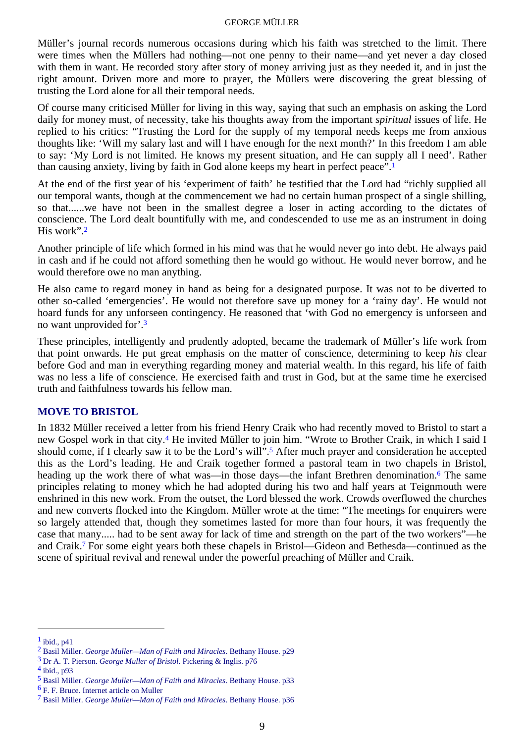Müller's journal records numerous occasions during which his faith was stretched to the limit. There were times when the Müllers had nothing—not one penny to their name—and yet never a day closed with them in want. He recorded story after story of money arriving just as they needed it, and in just the right amount. Driven more and more to prayer, the Müllers were discovering the great blessing of trusting the Lord alone for all their temporal needs.

Of course many criticised Müller for living in this way, saying that such an emphasis on asking the Lord daily for money must, of necessity, take his thoughts away from the important *spiritual* issues of life. He replied to his critics: "Trusting the Lord for the supply of my temporal needs keeps me from anxious thoughts like: 'Will my salary last and will I have enough for the next month?' In this freedom I am able to say: 'My Lord is not limited. He knows my present situation, and He can supply all I need'. Rather than causing anxiety, living by faith in God alone keeps my heart in perfect peace".[1]

At the end of the first year of his 'experiment of faith' he testified that the Lord had "richly supplied all our temporal wants, though at the commencement we had no certain human prospect of a single shilling, so that......we have not been in the smallest degree a loser in acting according to the dictates of conscience. The Lord dealt bountifully with me, and condescended to use me as an instrument in doing His work".[2]

Another principle of life which formed in his mind was that he would never go into debt. He always paid in cash and if he could not afford something then he would go without. He would never borrow, and he would therefore owe no man anything.

He also came to regard money in hand as being for a designated purpose. It was not to be diverted to other so-called 'emergencies'. He would not therefore save up money for a 'rainy day'. He would not hoard funds for any unforseen contingency. He reasoned that 'with God no emergency is unforseen and no want unprovided for'.[3]

These principles, intelligently and prudently adopted, became the trademark of Müller's life work from that point onwards. He put great emphasis on the matter of conscience, determining to keep *his* clear before God and man in everything regarding money and material wealth. In this regard, his life of faith was no less a life of conscience. He exercised faith and trust in God, but at the same time he exercised truth and faithfulness towards his fellow man.

## MOVE TO BRISTOL

In 1832 Müller received a letter from his friend Henry Craik who had recently moved to Bristol to start a new Gospel work in that city.[4] He invited Müller to join him. "Wrote to Brother Craik, in which I said I should come, if I clearly saw it to be the Lord's will".[5] After much prayer and consideration he accepted this as the Lord's leading. He and Craik together formed a pastoral team in two chapels in Bristol, heading up the work there of what was—in those days—the infant Brethren denomination.[6] The same principles relating to money which he had adopted during his two and half years at Teignmouth were enshrined in this new work. From the outset, the Lord blessed the work. Crowds overflowed the churches and new converts flocked into the Kingdom. Müller wrote at the time: "The meetings for enquirers were so largely attended that, though they sometimes lasted for more than four hours, it was frequently the case that many..... had to be sent away for lack of time and strength on the part of the two workers"—he and Craik.[7] For some eight years both these chapels in Bristol—Gideon and Bethesda—continued as the scene of spiritual revival and renewal under the powerful preaching of Müller and Craik.

---

[1] ibid., p41
[2] Basil Miller. *George Muller—Man of Faith and Miracles*. Bethany House. p29
[3] Dr A. T. Pierson. *George Muller of Bristol*. Pickering & Inglis. p76
[4] ibid., p93
[5] Basil Miller. *George Muller—Man of Faith and Miracles*. Bethany House. p33
[6] F. F. Bruce. Internet article on Muller
[7] Basil Miller. *George Muller—Man of Faith and Miracles*. Bethany House. p36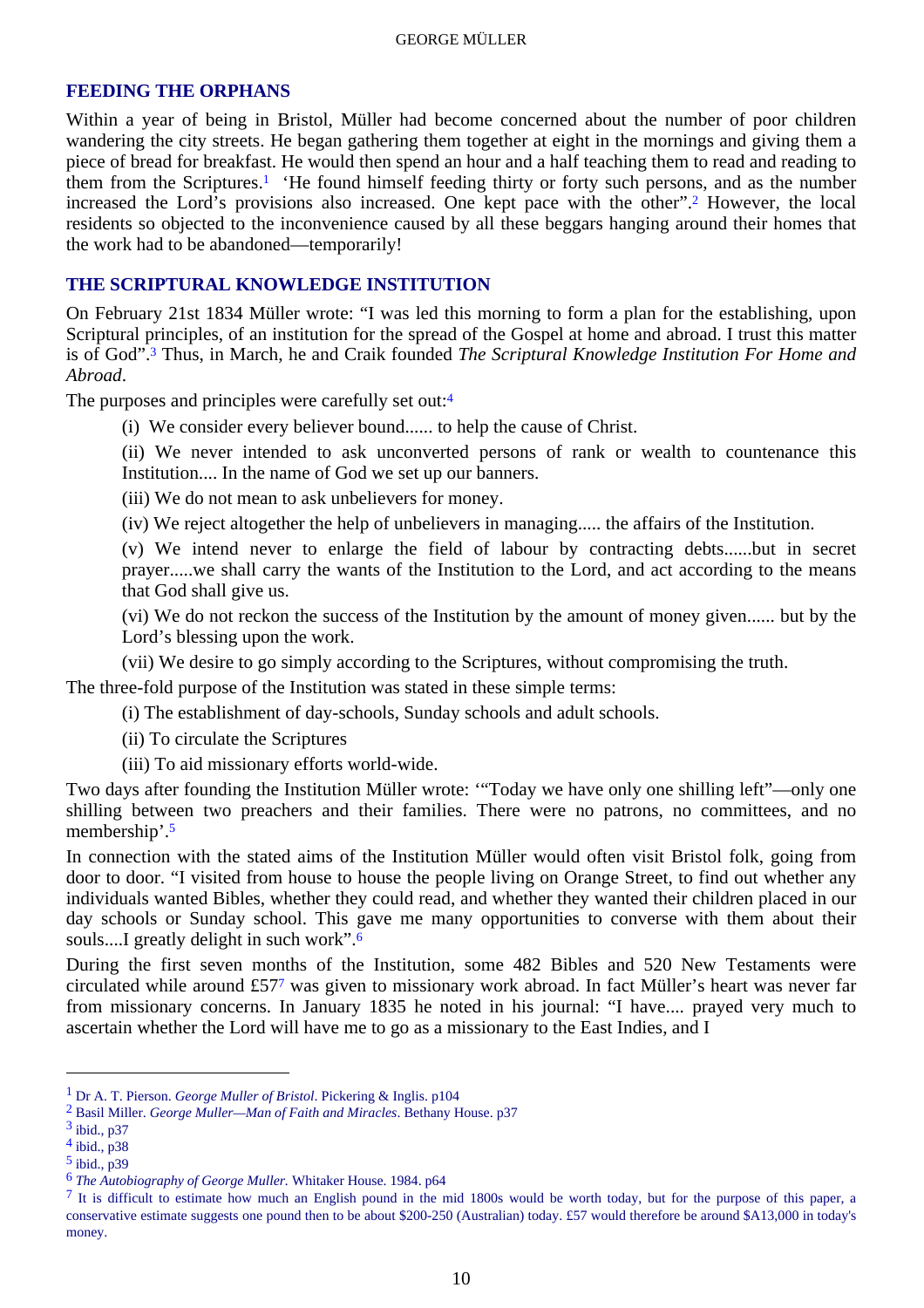## FEEDING THE ORPHANS

Within a year of being in Bristol, Müller had become concerned about the number of poor children wandering the city streets. He began gathering them together at eight in the mornings and giving them a piece of bread for breakfast. He would then spend an hour and a half teaching them to read and reading to them from the Scriptures.[1] ‘He found himself feeding thirty or forty such persons, and as the number increased the Lord’s provisions also increased. One kept pace with the other”.[2] However, the local residents so objected to the inconvenience caused by all these beggars hanging around their homes that the work had to be abandoned—temporarily!

## THE SCRIPTURAL KNOWLEDGE INSTITUTION

On February 21st 1834 Müller wrote: “I was led this morning to form a plan for the establishing, upon Scriptural principles, of an institution for the spread of the Gospel at home and abroad. I trust this matter is of God”.[3] Thus, in March, he and Craik founded *The Scriptural Knowledge Institution For Home and Abroad*.

The purposes and principles were carefully set out:[4]

> (i) We consider every believer bound...... to help the cause of Christ.
>
> (ii) We never intended to ask unconverted persons of rank or wealth to countenance this Institution.... In the name of God we set up our banners.
>
> (iii) We do not mean to ask unbelievers for money.
>
> (iv) We reject altogether the help of unbelievers in managing..... the affairs of the Institution.
>
> (v) We intend never to enlarge the field of labour by contracting debts......but in secret prayer.....we shall carry the wants of the Institution to the Lord, and act according to the means that God shall give us.
>
> (vi) We do not reckon the success of the Institution by the amount of money given...... but by the Lord’s blessing upon the work.
>
> (vii) We desire to go simply according to the Scriptures, without compromising the truth.

The three-fold purpose of the Institution was stated in these simple terms:

> (i) The establishment of day-schools, Sunday schools and adult schools.
>
> (ii) To circulate the Scriptures
>
> (iii) To aid missionary efforts world-wide.

Two days after founding the Institution Müller wrote: ‘“Today we have only one shilling left”—only one shilling between two preachers and their families. There were no patrons, no committees, and no membership’.[5]

In connection with the stated aims of the Institution Müller would often visit Bristol folk, going from door to door. “I visited from house to house the people living on Orange Street, to find out whether any individuals wanted Bibles, whether they could read, and whether they wanted their children placed in our day schools or Sunday school. This gave me many opportunities to converse with them about their souls....I greatly delight in such work”.[6]

During the first seven months of the Institution, some 482 Bibles and 520 New Testaments were circulated while around £57[7] was given to missionary work abroad. In fact Müller’s heart was never far from missionary concerns. In January 1835 he noted in his journal: “I have.... prayed very much to ascertain whether the Lord will have me to go as a missionary to the East Indies, and I

---

[1] Dr A. T. Pierson. *George Muller of Bristol*. Pickering & Inglis. p104

[2] Basil Miller. *George Muller—Man of Faith and Miracles*. Bethany House. p37

[3] ibid., p37

[4] ibid., p38

[5] ibid., p39

[6] *The Autobiography of George Muller*. Whitaker House. 1984. p64

[7] It is difficult to estimate how much an English pound in the mid 1800s would be worth today, but for the purpose of this paper, a conservative estimate suggests one pound then to be about $200-250 (Australian) today. £57 would therefore be around $A13,000 in today's money.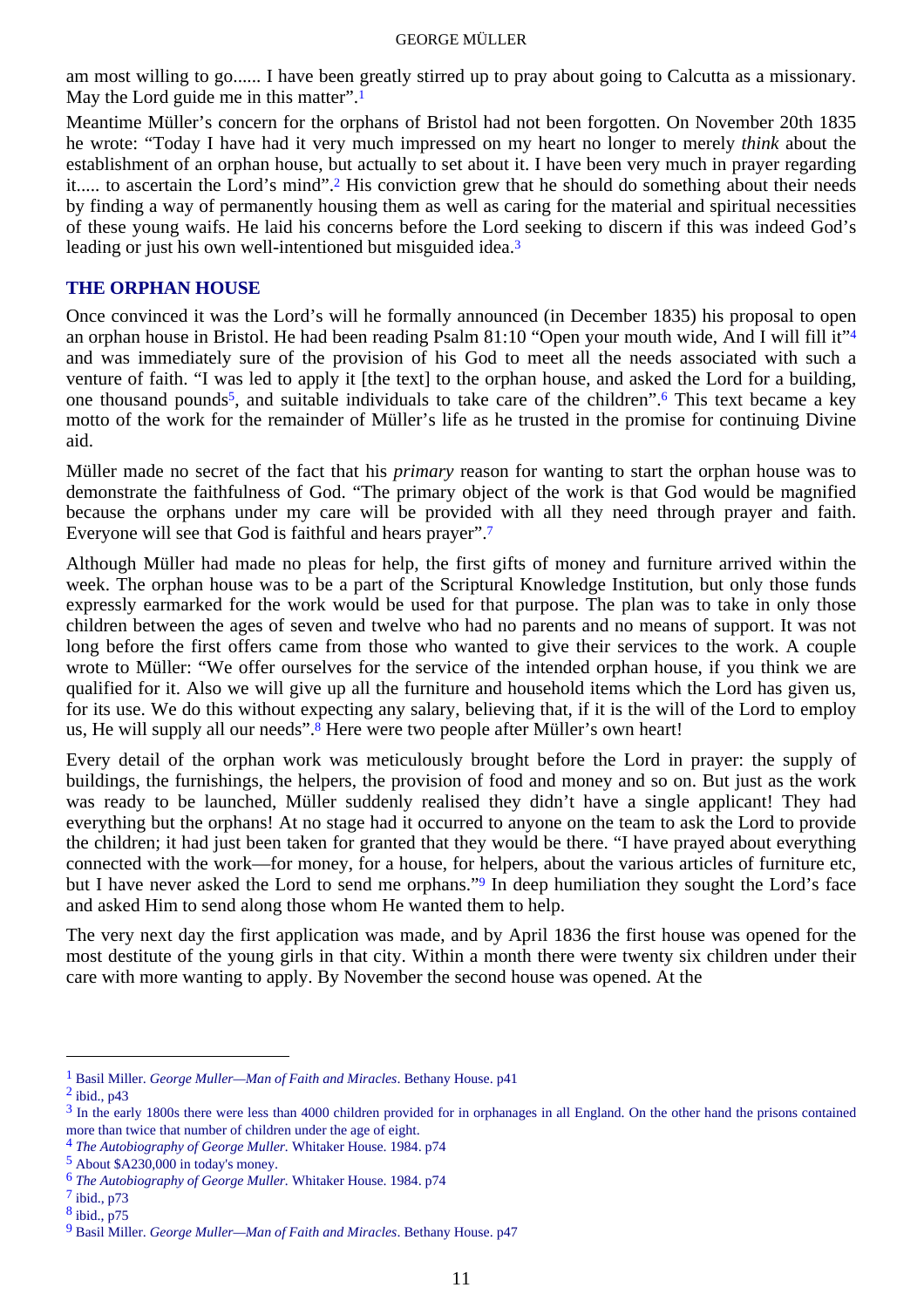am most willing to go...... I have been greatly stirred up to pray about going to Calcutta as a missionary. May the Lord guide me in this matter”.[1]

Meantime Müller’s concern for the orphans of Bristol had not been forgotten. On November 20th 1835 he wrote: “Today I have had it very much impressed on my heart no longer to merely *think* about the establishment of an orphan house, but actually to set about it. I have been very much in prayer regarding it..... to ascertain the Lord’s mind”.[2] His conviction grew that he should do something about their needs by finding a way of permanently housing them as well as caring for the material and spiritual necessities of these young waifs. He laid his concerns before the Lord seeking to discern if this was indeed God’s leading or just his own well-intentioned but misguided idea.[3]

## THE ORPHAN HOUSE

Once convinced it was the Lord’s will he formally announced (in December 1835) his proposal to open an orphan house in Bristol. He had been reading Psalm 81:10 “Open your mouth wide, And I will fill it”[4] and was immediately sure of the provision of his God to meet all the needs associated with such a venture of faith. “I was led to apply it [the text] to the orphan house, and asked the Lord for a building, one thousand pounds[5], and suitable individuals to take care of the children”.[6] This text became a key motto of the work for the remainder of Müller’s life as he trusted in the promise for continuing Divine aid.

Müller made no secret of the fact that his *primary* reason for wanting to start the orphan house was to demonstrate the faithfulness of God. “The primary object of the work is that God would be magnified because the orphans under my care will be provided with all they need through prayer and faith. Everyone will see that God is faithful and hears prayer”.[7]

Although Müller had made no pleas for help, the first gifts of money and furniture arrived within the week. The orphan house was to be a part of the Scriptural Knowledge Institution, but only those funds expressly earmarked for the work would be used for that purpose. The plan was to take in only those children between the ages of seven and twelve who had no parents and no means of support. It was not long before the first offers came from those who wanted to give their services to the work. A couple wrote to Müller: “We offer ourselves for the service of the intended orphan house, if you think we are qualified for it. Also we will give up all the furniture and household items which the Lord has given us, for its use. We do this without expecting any salary, believing that, if it is the will of the Lord to employ us, He will supply all our needs”.[8] Here were two people after Müller’s own heart!

Every detail of the orphan work was meticulously brought before the Lord in prayer: the supply of buildings, the furnishings, the helpers, the provision of food and money and so on. But just as the work was ready to be launched, Müller suddenly realised they didn’t have a single applicant! They had everything but the orphans! At no stage had it occurred to anyone on the team to ask the Lord to provide the children; it had just been taken for granted that they would be there. “I have prayed about everything connected with the work—for money, for a house, for helpers, about the various articles of furniture etc, but I have never asked the Lord to send me orphans.”[9] In deep humiliation they sought the Lord’s face and asked Him to send along those whom He wanted them to help.

The very next day the first application was made, and by April 1836 the first house was opened for the most destitute of the young girls in that city. Within a month there were twenty six children under their care with more wanting to apply. By November the second house was opened. At the

---

[1] Basil Miller. *George Muller—Man of Faith and Miracles*. Bethany House. p41

[2] ibid., p43

[3] In the early 1800s there were less than 4000 children provided for in orphanages in all England. On the other hand the prisons contained more than twice that number of children under the age of eight.

[4] *The Autobiography of George Muller.* Whitaker House. 1984. p74

[5] About $A230,000 in today's money.

[6] *The Autobiography of George Muller.* Whitaker House. 1984. p74

[7] ibid., p73

[8] ibid., p75

[9] Basil Miller. *George Muller—Man of Faith and Miracles*. Bethany House. p47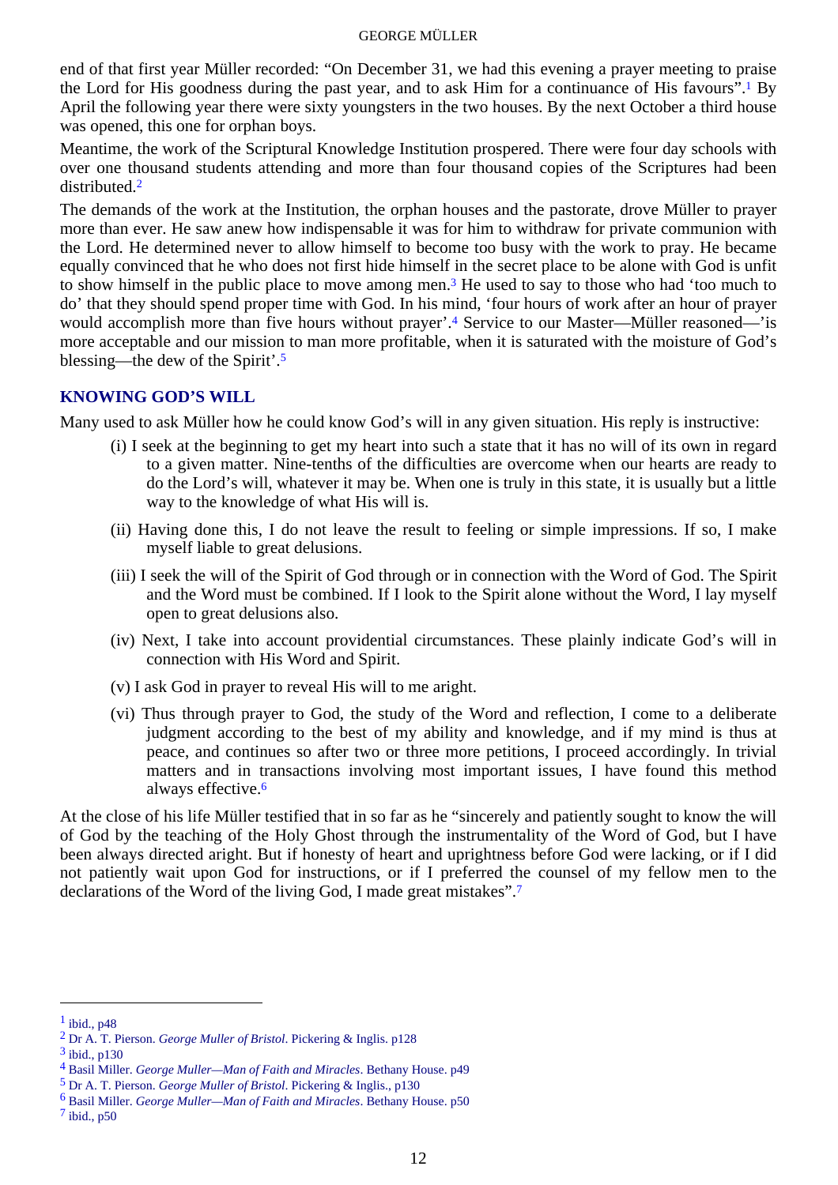end of that first year Müller recorded: “On December 31, we had this evening a prayer meeting to praise the Lord for His goodness during the past year, and to ask Him for a continuance of His favours”.[1] By April the following year there were sixty youngsters in the two houses. By the next October a third house was opened, this one for orphan boys.

Meantime, the work of the Scriptural Knowledge Institution prospered. There were four day schools with over one thousand students attending and more than four thousand copies of the Scriptures had been distributed.[2]

The demands of the work at the Institution, the orphan houses and the pastorate, drove Müller to prayer more than ever. He saw anew how indispensable it was for him to withdraw for private communion with the Lord. He determined never to allow himself to become too busy with the work to pray. He became equally convinced that he who does not first hide himself in the secret place to be alone with God is unfit to show himself in the public place to move among men.[3] He used to say to those who had ‘too much to do’ that they should spend proper time with God. In his mind, ‘four hours of work after an hour of prayer would accomplish more than five hours without prayer’.[4] Service to our Master—Müller reasoned—’is more acceptable and our mission to man more profitable, when it is saturated with the moisture of God’s blessing—the dew of the Spirit’.[5]

## KNOWING GOD’S WILL

Many used to ask Müller how he could know God’s will in any given situation. His reply is instructive:

(i) I seek at the beginning to get my heart into such a state that it has no will of its own in regard to a given matter. Nine-tenths of the difficulties are overcome when our hearts are ready to do the Lord’s will, whatever it may be. When one is truly in this state, it is usually but a little way to the knowledge of what His will is.

(ii) Having done this, I do not leave the result to feeling or simple impressions. If so, I make myself liable to great delusions.

(iii) I seek the will of the Spirit of God through or in connection with the Word of God. The Spirit and the Word must be combined. If I look to the Spirit alone without the Word, I lay myself open to great delusions also.

(iv) Next, I take into account providential circumstances. These plainly indicate God’s will in connection with His Word and Spirit.

(v) I ask God in prayer to reveal His will to me aright.

(vi) Thus through prayer to God, the study of the Word and reflection, I come to a deliberate judgment according to the best of my ability and knowledge, and if my mind is thus at peace, and continues so after two or three more petitions, I proceed accordingly. In trivial matters and in transactions involving most important issues, I have found this method always effective.[6]

At the close of his life Müller testified that in so far as he “sincerely and patiently sought to know the will of God by the teaching of the Holy Ghost through the instrumentality of the Word of God, but I have been always directed aright. But if honesty of heart and uprightness before God were lacking, or if I did not patiently wait upon God for instructions, or if I preferred the counsel of my fellow men to the declarations of the Word of the living God, I made great mistakes”.[7]

---

[1] ibid., p48

[2] Dr A. T. Pierson. *George Muller of Bristol*. Pickering & Inglis. p128

[3] ibid., p130

[4] Basil Miller. *George Muller—Man of Faith and Miracles*. Bethany House. p49

[5] Dr A. T. Pierson. *George Muller of Bristol*. Pickering & Inglis., p130

[6] Basil Miller. *George Muller—Man of Faith and Miracles*. Bethany House. p50

[7] ibid., p50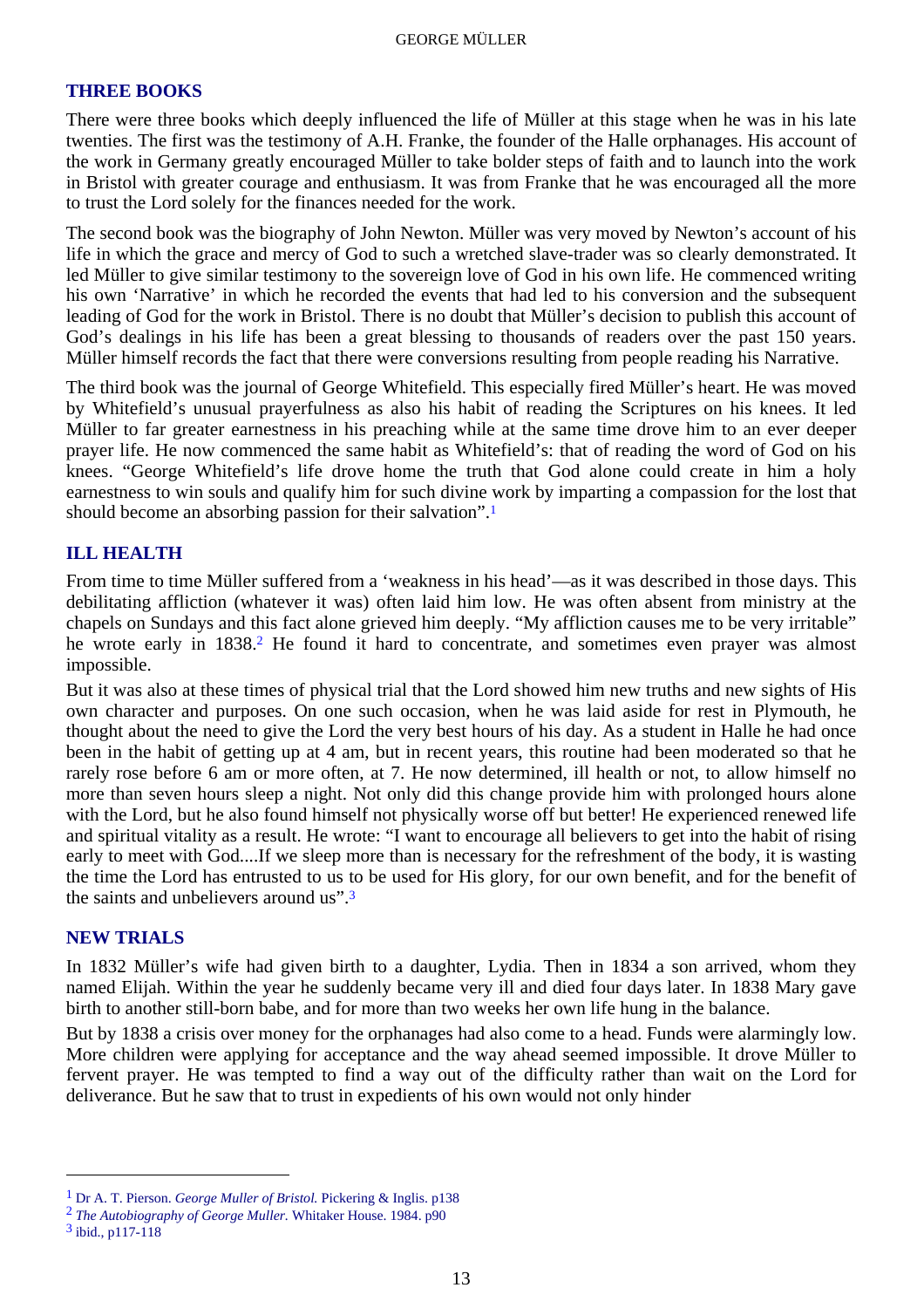## THREE BOOKS

There were three books which deeply influenced the life of Müller at this stage when he was in his late twenties. The first was the testimony of A.H. Franke, the founder of the Halle orphanages. His account of the work in Germany greatly encouraged Müller to take bolder steps of faith and to launch into the work in Bristol with greater courage and enthusiasm. It was from Franke that he was encouraged all the more to trust the Lord solely for the finances needed for the work.

The second book was the biography of John Newton. Müller was very moved by Newton's account of his life in which the grace and mercy of God to such a wretched slave-trader was so clearly demonstrated. It led Müller to give similar testimony to the sovereign love of God in his own life. He commenced writing his own 'Narrative' in which he recorded the events that had led to his conversion and the subsequent leading of God for the work in Bristol. There is no doubt that Müller's decision to publish this account of God's dealings in his life has been a great blessing to thousands of readers over the past 150 years. Müller himself records the fact that there were conversions resulting from people reading his Narrative.

The third book was the journal of George Whitefield. This especially fired Müller's heart. He was moved by Whitefield's unusual prayerfulness as also his habit of reading the Scriptures on his knees. It led Müller to far greater earnestness in his preaching while at the same time drove him to an ever deeper prayer life. He now commenced the same habit as Whitefield's: that of reading the word of God on his knees. "George Whitefield's life drove home the truth that God alone could create in him a holy earnestness to win souls and qualify him for such divine work by imparting a compassion for the lost that should become an absorbing passion for their salvation".[1]

## ILL HEALTH

From time to time Müller suffered from a 'weakness in his head'—as it was described in those days. This debilitating affliction (whatever it was) often laid him low. He was often absent from ministry at the chapels on Sundays and this fact alone grieved him deeply. "My affliction causes me to be very irritable" he wrote early in 1838.[2] He found it hard to concentrate, and sometimes even prayer was almost impossible.

But it was also at these times of physical trial that the Lord showed him new truths and new sights of His own character and purposes. On one such occasion, when he was laid aside for rest in Plymouth, he thought about the need to give the Lord the very best hours of his day. As a student in Halle he had once been in the habit of getting up at 4 am, but in recent years, this routine had been moderated so that he rarely rose before 6 am or more often, at 7. He now determined, ill health or not, to allow himself no more than seven hours sleep a night. Not only did this change provide him with prolonged hours alone with the Lord, but he also found himself not physically worse off but better! He experienced renewed life and spiritual vitality as a result. He wrote: "I want to encourage all believers to get into the habit of rising early to meet with God....If we sleep more than is necessary for the refreshment of the body, it is wasting the time the Lord has entrusted to us to be used for His glory, for our own benefit, and for the benefit of the saints and unbelievers around us".[3]

## NEW TRIALS

In 1832 Müller's wife had given birth to a daughter, Lydia. Then in 1834 a son arrived, whom they named Elijah. Within the year he suddenly became very ill and died four days later. In 1838 Mary gave birth to another still-born babe, and for more than two weeks her own life hung in the balance.

But by 1838 a crisis over money for the orphanages had also come to a head. Funds were alarmingly low. More children were applying for acceptance and the way ahead seemed impossible. It drove Müller to fervent prayer. He was tempted to find a way out of the difficulty rather than wait on the Lord for deliverance. But he saw that to trust in expedients of his own would not only hinder

---

[1] Dr A. T. Pierson. *George Muller of Bristol.* Pickering & Inglis. p138

[2] *The Autobiography of George Muller.* Whitaker House. 1984. p90

[3] ibid., p117-118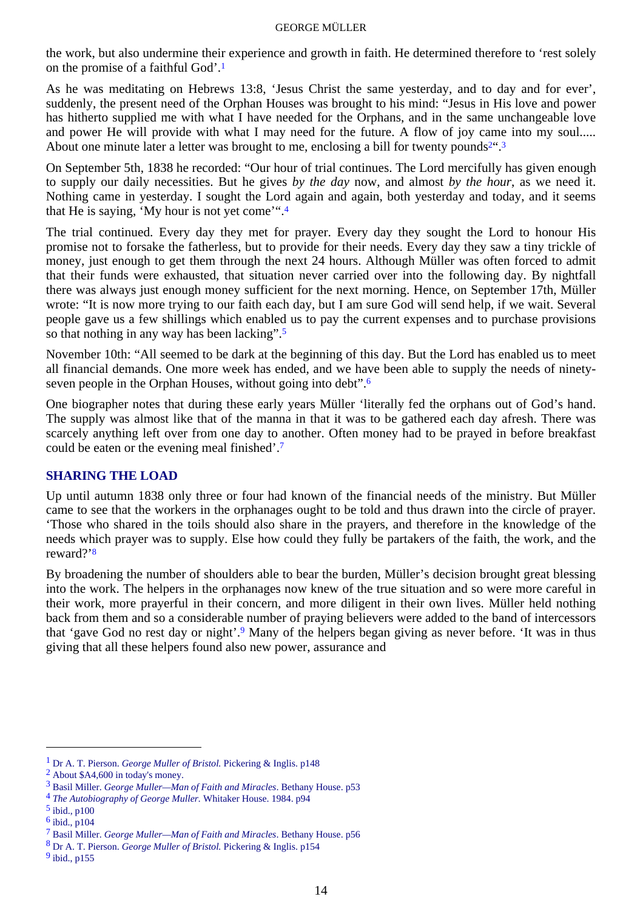the work, but also undermine their experience and growth in faith. He determined therefore to 'rest solely on the promise of a faithful God'.[1]

As he was meditating on Hebrews 13:8, 'Jesus Christ the same yesterday, and to day and for ever', suddenly, the present need of the Orphan Houses was brought to his mind: "Jesus in His love and power has hitherto supplied me with what I have needed for the Orphans, and in the same unchangeable love and power He will provide with what I may need for the future. A flow of joy came into my soul..... About one minute later a letter was brought to me, enclosing a bill for twenty pounds[2]".[3]

On September 5th, 1838 he recorded: "Our hour of trial continues. The Lord mercifully has given enough to supply our daily necessities. But he gives *by the day* now, and almost *by the hour*, as we need it. Nothing came in yesterday. I sought the Lord again and again, both yesterday and today, and it seems that He is saying, 'My hour is not yet come'".[4]

The trial continued. Every day they met for prayer. Every day they sought the Lord to honour His promise not to forsake the fatherless, but to provide for their needs. Every day they saw a tiny trickle of money, just enough to get them through the next 24 hours. Although Müller was often forced to admit that their funds were exhausted, that situation never carried over into the following day. By nightfall there was always just enough money sufficient for the next morning. Hence, on September 17th, Müller wrote: "It is now more trying to our faith each day, but I am sure God will send help, if we wait. Several people gave us a few shillings which enabled us to pay the current expenses and to purchase provisions so that nothing in any way has been lacking".[5]

November 10th: "All seemed to be dark at the beginning of this day. But the Lord has enabled us to meet all financial demands. One more week has ended, and we have been able to supply the needs of ninety-seven people in the Orphan Houses, without going into debt".[6]

One biographer notes that during these early years Müller 'literally fed the orphans out of God's hand. The supply was almost like that of the manna in that it was to be gathered each day afresh. There was scarcely anything left over from one day to another. Often money had to be prayed in before breakfast could be eaten or the evening meal finished'.[7]

## SHARING THE LOAD

Up until autumn 1838 only three or four had known of the financial needs of the ministry. But Müller came to see that the workers in the orphanages ought to be told and thus drawn into the circle of prayer. 'Those who shared in the toils should also share in the prayers, and therefore in the knowledge of the needs which prayer was to supply. Else how could they fully be partakers of the faith, the work, and the reward?'[8]

By broadening the number of shoulders able to bear the burden, Müller's decision brought great blessing into the work. The helpers in the orphanages now knew of the true situation and so were more careful in their work, more prayerful in their concern, and more diligent in their own lives. Müller held nothing back from them and so a considerable number of praying believers were added to the band of intercessors that 'gave God no rest day or night'.[9] Many of the helpers began giving as never before. 'It was in thus giving that all these helpers found also new power, assurance and

---

[1] Dr A. T. Pierson. *George Muller of Bristol.* Pickering & Inglis. p148

[2] About $A4,600 in today's money.

[3] Basil Miller. *George Muller—Man of Faith and Miracles*. Bethany House. p53

[4] *The Autobiography of George Muller.* Whitaker House. 1984. p94

[5] ibid., p100

[6] ibid., p104

[7] Basil Miller. *George Muller—Man of Faith and Miracles*. Bethany House. p56

[8] Dr A. T. Pierson. *George Muller of Bristol.* Pickering & Inglis. p154

[9] ibid., p155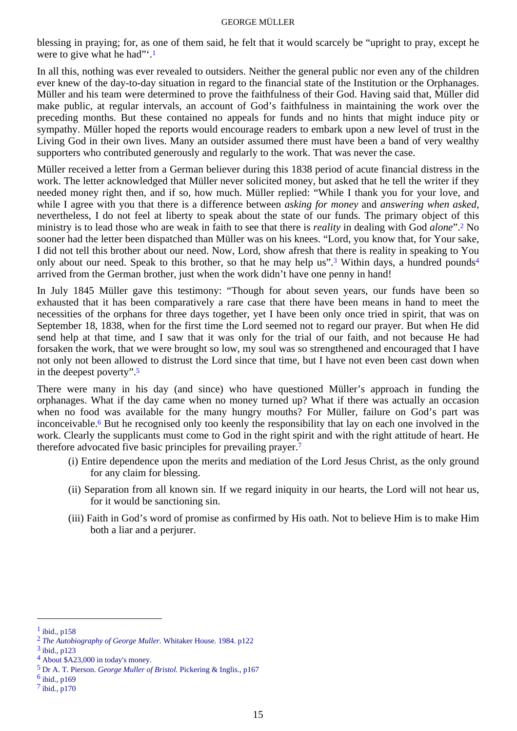blessing in praying; for, as one of them said, he felt that it would scarcely be "upright to pray, except he were to give what he had"'.[1]

In all this, nothing was ever revealed to outsiders. Neither the general public nor even any of the children ever knew of the day-to-day situation in regard to the financial state of the Institution or the Orphanages. Müller and his team were determined to prove the faithfulness of their God. Having said that, Müller did make public, at regular intervals, an account of God's faithfulness in maintaining the work over the preceding months. But these contained no appeals for funds and no hints that might induce pity or sympathy. Müller hoped the reports would encourage readers to embark upon a new level of trust in the Living God in their own lives. Many an outsider assumed there must have been a band of very wealthy supporters who contributed generously and regularly to the work. That was never the case.

Müller received a letter from a German believer during this 1838 period of acute financial distress in the work. The letter acknowledged that Müller never solicited money, but asked that he tell the writer if they needed money right then, and if so, how much. Müller replied: "While I thank you for your love, and while I agree with you that there is a difference between *asking for money* and *answering when asked*, nevertheless, I do not feel at liberty to speak about the state of our funds. The primary object of this ministry is to lead those who are weak in faith to see that there is *reality* in dealing with God *alone*".[2] No sooner had the letter been dispatched than Müller was on his knees. "Lord, you know that, for Your sake, I did not tell this brother about our need. Now, Lord, show afresh that there is reality in speaking to You only about our need. Speak to this brother, so that he may help us".[3] Within days, a hundred pounds[4] arrived from the German brother, just when the work didn't have one penny in hand!

In July 1845 Müller gave this testimony: "Though for about seven years, our funds have been so exhausted that it has been comparatively a rare case that there have been means in hand to meet the necessities of the orphans for three days together, yet I have been only once tried in spirit, that was on September 18, 1838, when for the first time the Lord seemed not to regard our prayer. But when He did send help at that time, and I saw that it was only for the trial of our faith, and not because He had forsaken the work, that we were brought so low, my soul was so strengthened and encouraged that I have not only not been allowed to distrust the Lord since that time, but I have not even been cast down when in the deepest poverty".[5]

There were many in his day (and since) who have questioned Müller's approach in funding the orphanages. What if the day came when no money turned up? What if there was actually an occasion when no food was available for the many hungry mouths? For Müller, failure on God's part was inconceivable.[6] But he recognised only too keenly the responsibility that lay on each one involved in the work. Clearly the supplicants must come to God in the right spirit and with the right attitude of heart. He therefore advocated five basic principles for prevailing prayer.[7]

(i) Entire dependence upon the merits and mediation of the Lord Jesus Christ, as the only ground for any claim for blessing.

(ii) Separation from all known sin. If we regard iniquity in our hearts, the Lord will not hear us, for it would be sanctioning sin.

(iii) Faith in God's word of promise as confirmed by His oath. Not to believe Him is to make Him both a liar and a perjurer.

---

[1] ibid., p158
[2] *The Autobiography of George Muller.* Whitaker House. 1984. p122
[3] ibid., p123
[4] About $A23,000 in today's money.
[5] Dr A. T. Pierson. *George Muller of Bristol.* Pickering & Inglis., p167
[6] ibid., p169
[7] ibid., p170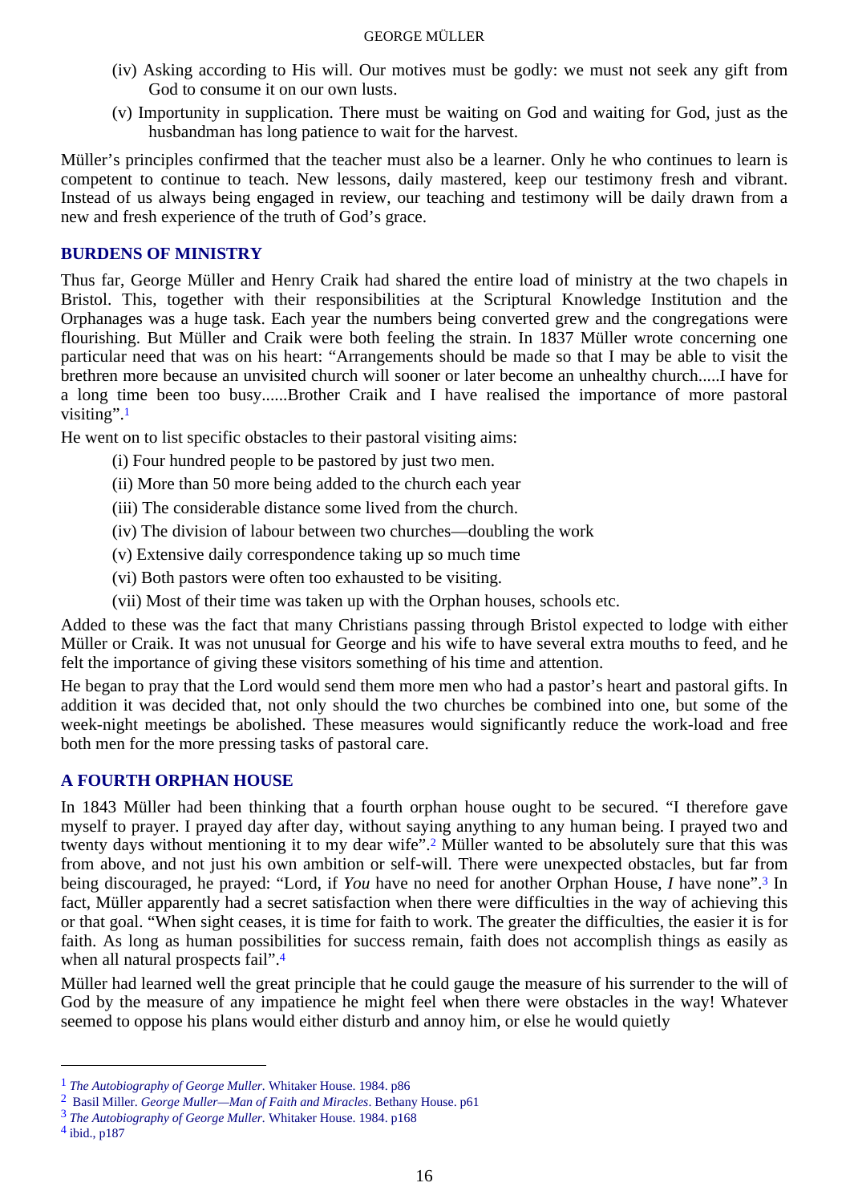(iv) Asking according to His will. Our motives must be godly: we must not seek any gift from God to consume it on our own lusts.

(v) Importunity in supplication. There must be waiting on God and waiting for God, just as the husbandman has long patience to wait for the harvest.

Müller's principles confirmed that the teacher must also be a learner. Only he who continues to learn is competent to continue to teach. New lessons, daily mastered, keep our testimony fresh and vibrant. Instead of us always being engaged in review, our teaching and testimony will be daily drawn from a new and fresh experience of the truth of God's grace.

## BURDENS OF MINISTRY

Thus far, George Müller and Henry Craik had shared the entire load of ministry at the two chapels in Bristol. This, together with their responsibilities at the Scriptural Knowledge Institution and the Orphanages was a huge task. Each year the numbers being converted grew and the congregations were flourishing. But Müller and Craik were both feeling the strain. In 1837 Müller wrote concerning one particular need that was on his heart: "Arrangements should be made so that I may be able to visit the brethren more because an unvisited church will sooner or later become an unhealthy church.....I have for a long time been too busy......Brother Craik and I have realised the importance of more pastoral visiting".[1]

He went on to list specific obstacles to their pastoral visiting aims:

(i) Four hundred people to be pastored by just two men.

(ii) More than 50 more being added to the church each year

(iii) The considerable distance some lived from the church.

(iv) The division of labour between two churches—doubling the work

(v) Extensive daily correspondence taking up so much time

(vi) Both pastors were often too exhausted to be visiting.

(vii) Most of their time was taken up with the Orphan houses, schools etc.

Added to these was the fact that many Christians passing through Bristol expected to lodge with either Müller or Craik. It was not unusual for George and his wife to have several extra mouths to feed, and he felt the importance of giving these visitors something of his time and attention.

He began to pray that the Lord would send them more men who had a pastor's heart and pastoral gifts. In addition it was decided that, not only should the two churches be combined into one, but some of the week-night meetings be abolished. These measures would significantly reduce the work-load and free both men for the more pressing tasks of pastoral care.

## A FOURTH ORPHAN HOUSE

In 1843 Müller had been thinking that a fourth orphan house ought to be secured. "I therefore gave myself to prayer. I prayed day after day, without saying anything to any human being. I prayed two and twenty days without mentioning it to my dear wife".[2] Müller wanted to be absolutely sure that this was from above, and not just his own ambition or self-will. There were unexpected obstacles, but far from being discouraged, he prayed: "Lord, if *You* have no need for another Orphan House, *I* have none".[3] In fact, Müller apparently had a secret satisfaction when there were difficulties in the way of achieving this or that goal. "When sight ceases, it is time for faith to work. The greater the difficulties, the easier it is for faith. As long as human possibilities for success remain, faith does not accomplish things as easily as when all natural prospects fail".[4]

Müller had learned well the great principle that he could gauge the measure of his surrender to the will of God by the measure of any impatience he might feel when there were obstacles in the way! Whatever seemed to oppose his plans would either disturb and annoy him, or else he would quietly

---

[1] *The Autobiography of George Muller.* Whitaker House. 1984. p86

[2] Basil Miller. *George Muller—Man of Faith and Miracles*. Bethany House. p61

[3] *The Autobiography of George Muller.* Whitaker House. 1984. p168

[4] ibid., p187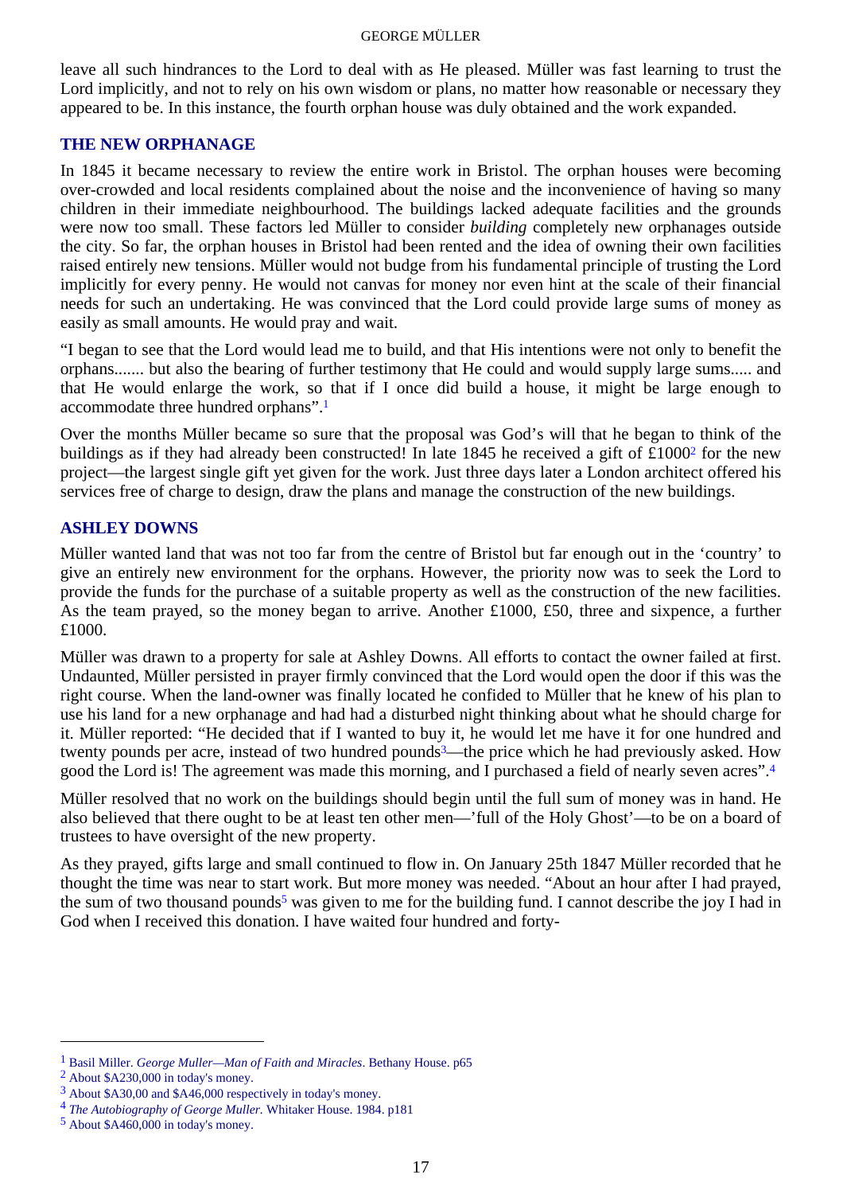leave all such hindrances to the Lord to deal with as He pleased. Müller was fast learning to trust the Lord implicitly, and not to rely on his own wisdom or plans, no matter how reasonable or necessary they appeared to be. In this instance, the fourth orphan house was duly obtained and the work expanded.

## THE NEW ORPHANAGE

In 1845 it became necessary to review the entire work in Bristol. The orphan houses were becoming over-crowded and local residents complained about the noise and the inconvenience of having so many children in their immediate neighbourhood. The buildings lacked adequate facilities and the grounds were now too small. These factors led Müller to consider *building* completely new orphanages outside the city. So far, the orphan houses in Bristol had been rented and the idea of owning their own facilities raised entirely new tensions. Müller would not budge from his fundamental principle of trusting the Lord implicitly for every penny. He would not canvas for money nor even hint at the scale of their financial needs for such an undertaking. He was convinced that the Lord could provide large sums of money as easily as small amounts. He would pray and wait.

"I began to see that the Lord would lead me to build, and that His intentions were not only to benefit the orphans....... but also the bearing of further testimony that He could and would supply large sums..... and that He would enlarge the work, so that if I once did build a house, it might be large enough to accommodate three hundred orphans".[1]

Over the months Müller became so sure that the proposal was God's will that he began to think of the buildings as if they had already been constructed! In late 1845 he received a gift of £1000[2] for the new project—the largest single gift yet given for the work. Just three days later a London architect offered his services free of charge to design, draw the plans and manage the construction of the new buildings.

## ASHLEY DOWNS

Müller wanted land that was not too far from the centre of Bristol but far enough out in the 'country' to give an entirely new environment for the orphans. However, the priority now was to seek the Lord to provide the funds for the purchase of a suitable property as well as the construction of the new facilities. As the team prayed, so the money began to arrive. Another £1000, £50, three and sixpence, a further £1000.

Müller was drawn to a property for sale at Ashley Downs. All efforts to contact the owner failed at first. Undaunted, Müller persisted in prayer firmly convinced that the Lord would open the door if this was the right course. When the land-owner was finally located he confided to Müller that he knew of his plan to use his land for a new orphanage and had had a disturbed night thinking about what he should charge for it. Müller reported: "He decided that if I wanted to buy it, he would let me have it for one hundred and twenty pounds per acre, instead of two hundred pounds[3]—the price which he had previously asked. How good the Lord is! The agreement was made this morning, and I purchased a field of nearly seven acres".[4]

Müller resolved that no work on the buildings should begin until the full sum of money was in hand. He also believed that there ought to be at least ten other men—'full of the Holy Ghost'—to be on a board of trustees to have oversight of the new property.

As they prayed, gifts large and small continued to flow in. On January 25th 1847 Müller recorded that he thought the time was near to start work. But more money was needed. "About an hour after I had prayed, the sum of two thousand pounds[5] was given to me for the building fund. I cannot describe the joy I had in God when I received this donation. I have waited four hundred and forty-

---

[1] Basil Miller. *George Muller—Man of Faith and Miracles*. Bethany House. p65

[2] About $A230,000 in today's money.

[3] About $A30,00 and $A46,000 respectively in today's money.

[4] *The Autobiography of George Muller.* Whitaker House. 1984. p181

[5] About $A460,000 in today's money.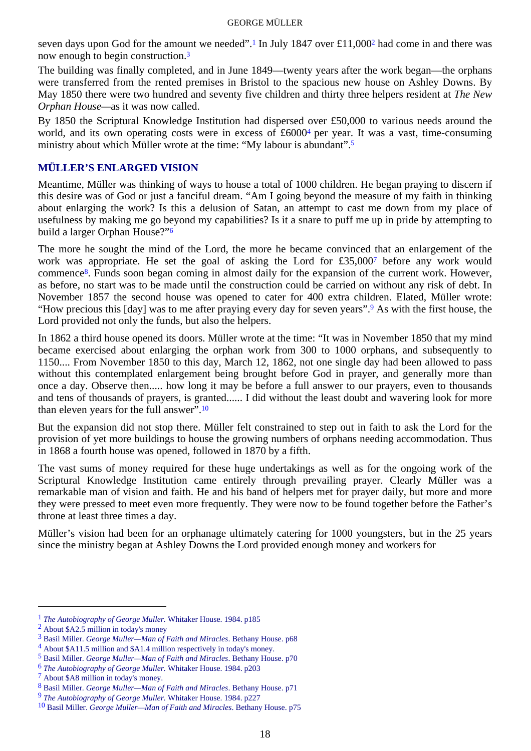seven days upon God for the amount we needed".[1] In July 1847 over £11,000[2] had come in and there was now enough to begin construction.[3]

The building was finally completed, and in June 1849—twenty years after the work began—the orphans were transferred from the rented premises in Bristol to the spacious new house on Ashley Downs. By May 1850 there were two hundred and seventy five children and thirty three helpers resident at *The New Orphan House*—as it was now called.

By 1850 the Scriptural Knowledge Institution had dispersed over £50,000 to various needs around the world, and its own operating costs were in excess of £6000[4] per year. It was a vast, time-consuming ministry about which Müller wrote at the time: "My labour is abundant".[5]

## MÜLLER'S ENLARGED VISION

Meantime, Müller was thinking of ways to house a total of 1000 children. He began praying to discern if this desire was of God or just a fanciful dream. "Am I going beyond the measure of my faith in thinking about enlarging the work? Is this a delusion of Satan, an attempt to cast me down from my place of usefulness by making me go beyond my capabilities? Is it a snare to puff me up in pride by attempting to build a larger Orphan House?"[6]

The more he sought the mind of the Lord, the more he became convinced that an enlargement of the work was appropriate. He set the goal of asking the Lord for £35,000[7] before any work would commence[8]. Funds soon began coming in almost daily for the expansion of the current work. However, as before, no start was to be made until the construction could be carried on without any risk of debt. In November 1857 the second house was opened to cater for 400 extra children. Elated, Müller wrote: "How precious this [day] was to me after praying every day for seven years".[9] As with the first house, the Lord provided not only the funds, but also the helpers.

In 1862 a third house opened its doors. Müller wrote at the time: "It was in November 1850 that my mind became exercised about enlarging the orphan work from 300 to 1000 orphans, and subsequently to 1150.... From November 1850 to this day, March 12, 1862, not one single day had been allowed to pass without this contemplated enlargement being brought before God in prayer, and generally more than once a day. Observe then..... how long it may be before a full answer to our prayers, even to thousands and tens of thousands of prayers, is granted...... I did without the least doubt and wavering look for more than eleven years for the full answer".[10]

But the expansion did not stop there. Müller felt constrained to step out in faith to ask the Lord for the provision of yet more buildings to house the growing numbers of orphans needing accommodation. Thus in 1868 a fourth house was opened, followed in 1870 by a fifth.

The vast sums of money required for these huge undertakings as well as for the ongoing work of the Scriptural Knowledge Institution came entirely through prevailing prayer. Clearly Müller was a remarkable man of vision and faith. He and his band of helpers met for prayer daily, but more and more they were pressed to meet even more frequently. They were now to be found together before the Father's throne at least three times a day.

Müller's vision had been for an orphanage ultimately catering for 1000 youngsters, but in the 25 years since the ministry began at Ashley Downs the Lord provided enough money and workers for

---

[1] *The Autobiography of George Muller.* Whitaker House. 1984. p185

[2] About $A2.5 million in today's money

[3] Basil Miller. *George Muller—Man of Faith and Miracles*. Bethany House. p68

[4] About $A11.5 million and $A1.4 million respectively in today's money.

[5] Basil Miller. *George Muller—Man of Faith and Miracles*. Bethany House. p70

[6] *The Autobiography of George Muller.* Whitaker House. 1984. p203

[7] About $A8 million in today's money.

[8] Basil Miller. *George Muller—Man of Faith and Miracles*. Bethany House. p71

[9] *The Autobiography of George Muller.* Whitaker House. 1984. p227

[10] Basil Miller. *George Muller—Man of Faith and Miracles*. Bethany House. p75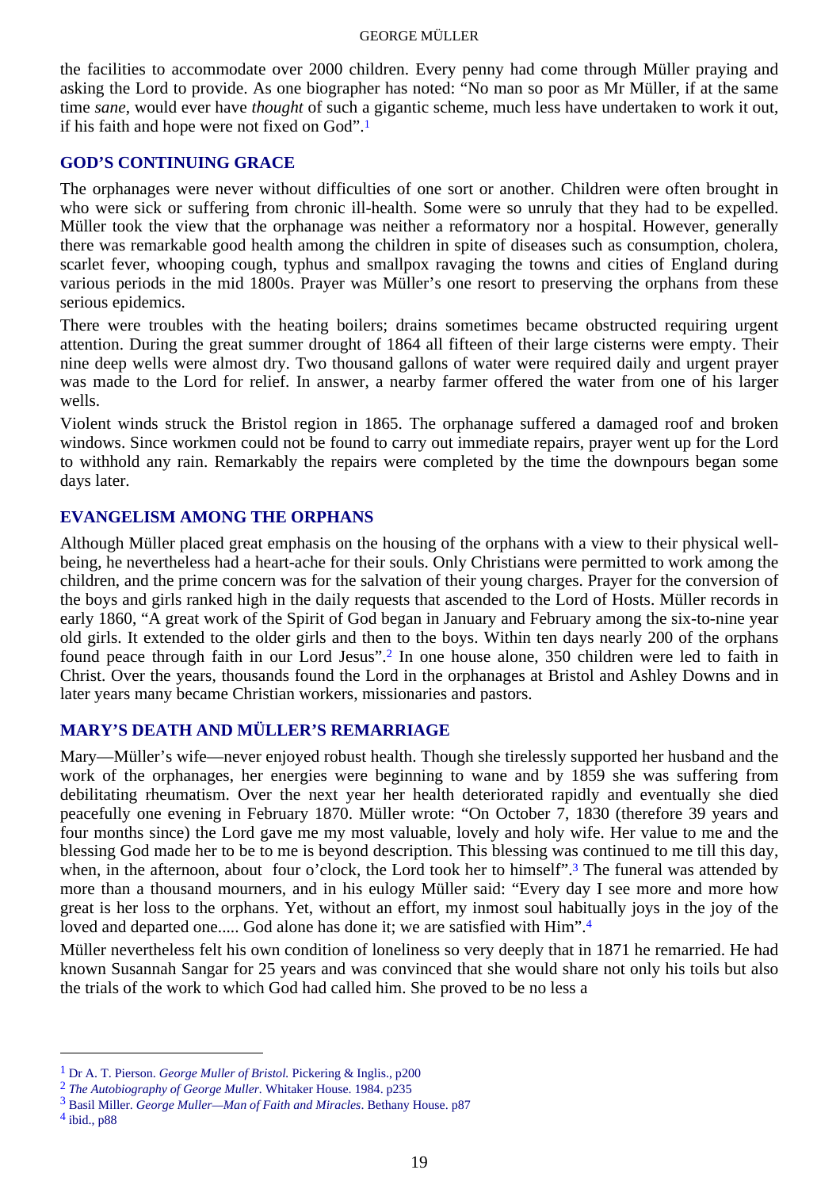the facilities to accommodate over 2000 children. Every penny had come through Müller praying and asking the Lord to provide. As one biographer has noted: "No man so poor as Mr Müller, if at the same time *sane*, would ever have *thought* of such a gigantic scheme, much less have undertaken to work it out, if his faith and hope were not fixed on God".[1]

## GOD'S CONTINUING GRACE

The orphanages were never without difficulties of one sort or another. Children were often brought in who were sick or suffering from chronic ill-health. Some were so unruly that they had to be expelled. Müller took the view that the orphanage was neither a reformatory nor a hospital. However, generally there was remarkable good health among the children in spite of diseases such as consumption, cholera, scarlet fever, whooping cough, typhus and smallpox ravaging the towns and cities of England during various periods in the mid 1800s. Prayer was Müller's one resort to preserving the orphans from these serious epidemics.

There were troubles with the heating boilers; drains sometimes became obstructed requiring urgent attention. During the great summer drought of 1864 all fifteen of their large cisterns were empty. Their nine deep wells were almost dry. Two thousand gallons of water were required daily and urgent prayer was made to the Lord for relief. In answer, a nearby farmer offered the water from one of his larger wells.

Violent winds struck the Bristol region in 1865. The orphanage suffered a damaged roof and broken windows. Since workmen could not be found to carry out immediate repairs, prayer went up for the Lord to withhold any rain. Remarkably the repairs were completed by the time the downpours began some days later.

## EVANGELISM AMONG THE ORPHANS

Although Müller placed great emphasis on the housing of the orphans with a view to their physical well-being, he nevertheless had a heart-ache for their souls. Only Christians were permitted to work among the children, and the prime concern was for the salvation of their young charges. Prayer for the conversion of the boys and girls ranked high in the daily requests that ascended to the Lord of Hosts. Müller records in early 1860, "A great work of the Spirit of God began in January and February among the six-to-nine year old girls. It extended to the older girls and then to the boys. Within ten days nearly 200 of the orphans found peace through faith in our Lord Jesus".[2] In one house alone, 350 children were led to faith in Christ. Over the years, thousands found the Lord in the orphanages at Bristol and Ashley Downs and in later years many became Christian workers, missionaries and pastors.

## MARY'S DEATH AND MÜLLER'S REMARRIAGE

Mary—Müller's wife—never enjoyed robust health. Though she tirelessly supported her husband and the work of the orphanages, her energies were beginning to wane and by 1859 she was suffering from debilitating rheumatism. Over the next year her health deteriorated rapidly and eventually she died peacefully one evening in February 1870. Müller wrote: "On October 7, 1830 (therefore 39 years and four months since) the Lord gave me my most valuable, lovely and holy wife. Her value to me and the blessing God made her to be to me is beyond description. This blessing was continued to me till this day, when, in the afternoon, about four o'clock, the Lord took her to himself".[3] The funeral was attended by more than a thousand mourners, and in his eulogy Müller said: "Every day I see more and more how great is her loss to the orphans. Yet, without an effort, my inmost soul habitually joys in the joy of the loved and departed one..... God alone has done it; we are satisfied with Him".[4]

Müller nevertheless felt his own condition of loneliness so very deeply that in 1871 he remarried. He had known Susannah Sangar for 25 years and was convinced that she would share not only his toils but also the trials of the work to which God had called him. She proved to be no less a

---

[1] Dr A. T. Pierson. *George Muller of Bristol.* Pickering & Inglis., p200

[2] *The Autobiography of George Muller.* Whitaker House. 1984. p235

[3] Basil Miller. *George Muller—Man of Faith and Miracles*. Bethany House. p87

[4] ibid., p88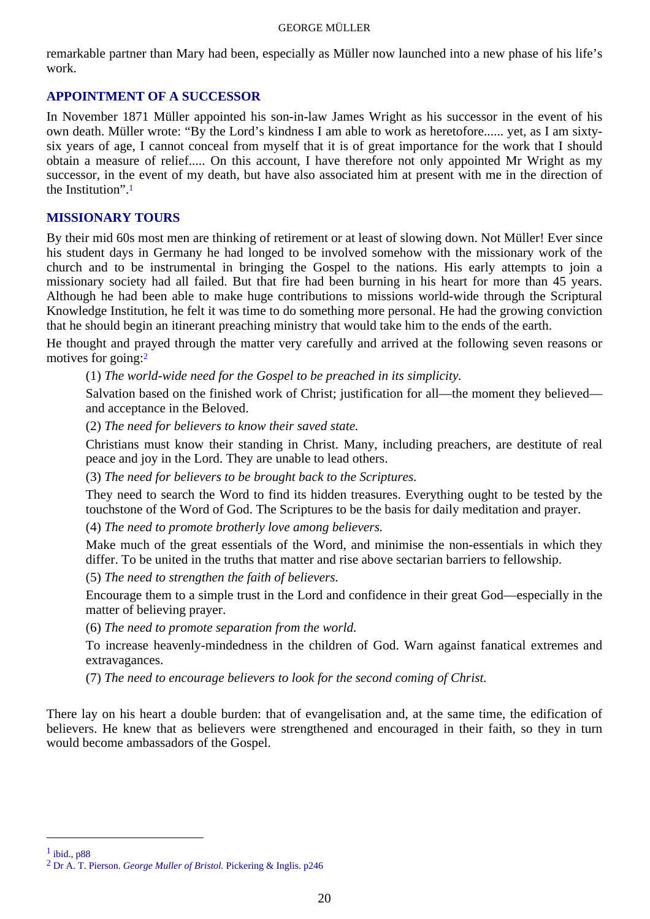remarkable partner than Mary had been, especially as Müller now launched into a new phase of his life's work.

## APPOINTMENT OF A SUCCESSOR

In November 1871 Müller appointed his son-in-law James Wright as his successor in the event of his own death. Müller wrote: "By the Lord's kindness I am able to work as heretofore...... yet, as I am sixty-six years of age, I cannot conceal from myself that it is of great importance for the work that I should obtain a measure of relief..... On this account, I have therefore not only appointed Mr Wright as my successor, in the event of my death, but have also associated him at present with me in the direction of the Institution".[1]

## MISSIONARY TOURS

By their mid 60s most men are thinking of retirement or at least of slowing down. Not Müller! Ever since his student days in Germany he had longed to be involved somehow with the missionary work of the church and to be instrumental in bringing the Gospel to the nations. His early attempts to join a missionary society had all failed. But that fire had been burning in his heart for more than 45 years. Although he had been able to make huge contributions to missions world-wide through the Scriptural Knowledge Institution, he felt it was time to do something more personal. He had the growing conviction that he should begin an itinerant preaching ministry that would take him to the ends of the earth.

He thought and prayed through the matter very carefully and arrived at the following seven reasons or motives for going:[2]

> (1) *The world-wide need for the Gospel to be preached in its simplicity.*
>
> Salvation based on the finished work of Christ; justification for all—the moment they believed—and acceptance in the Beloved.
>
> (2) *The need for believers to know their saved state.*
>
> Christians must know their standing in Christ. Many, including preachers, are destitute of real peace and joy in the Lord. They are unable to lead others.
>
> (3) *The need for believers to be brought back to the Scriptures.*
>
> They need to search the Word to find its hidden treasures. Everything ought to be tested by the touchstone of the Word of God. The Scriptures to be the basis for daily meditation and prayer.
>
> (4) *The need to promote brotherly love among believers.*
>
> Make much of the great essentials of the Word, and minimise the non-essentials in which they differ. To be united in the truths that matter and rise above sectarian barriers to fellowship.
>
> (5) *The need to strengthen the faith of believers.*
>
> Encourage them to a simple trust in the Lord and confidence in their great God—especially in the matter of believing prayer.
>
> (6) *The need to promote separation from the world.*
>
> To increase heavenly-mindedness in the children of God. Warn against fanatical extremes and extravagances.
>
> (7) *The need to encourage believers to look for the second coming of Christ.*

There lay on his heart a double burden: that of evangelisation and, at the same time, the edification of believers. He knew that as believers were strengthened and encouraged in their faith, so they in turn would become ambassadors of the Gospel.

---

[1] ibid., p88

[2] Dr A. T. Pierson. *George Muller of Bristol.* Pickering & Inglis. p246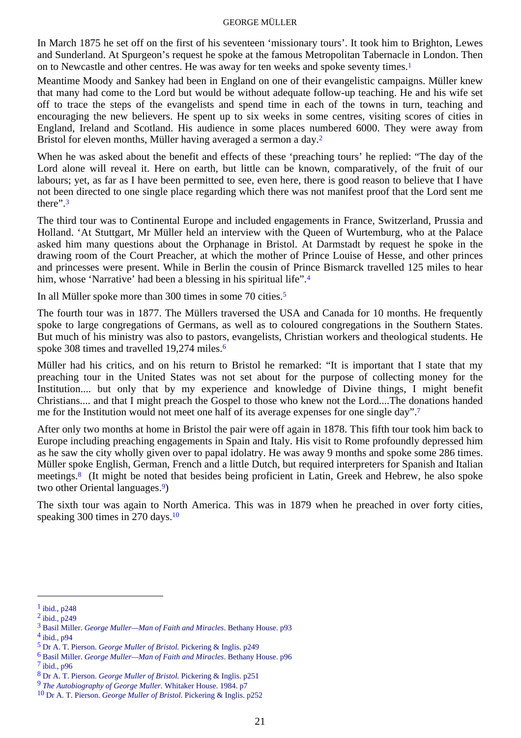In March 1875 he set off on the first of his seventeen ‘missionary tours’. It took him to Brighton, Lewes and Sunderland. At Spurgeon’s request he spoke at the famous Metropolitan Tabernacle in London. Then on to Newcastle and other centres. He was away for ten weeks and spoke seventy times.[1]

Meantime Moody and Sankey had been in England on one of their evangelistic campaigns. Müller knew that many had come to the Lord but would be without adequate follow-up teaching. He and his wife set off to trace the steps of the evangelists and spend time in each of the towns in turn, teaching and encouraging the new believers. He spent up to six weeks in some centres, visiting scores of cities in England, Ireland and Scotland. His audience in some places numbered 6000. They were away from Bristol for eleven months, Müller having averaged a sermon a day.[2]

When he was asked about the benefit and effects of these ‘preaching tours’ he replied: “The day of the Lord alone will reveal it. Here on earth, but little can be known, comparatively, of the fruit of our labours; yet, as far as I have been permitted to see, even here, there is good reason to believe that I have not been directed to one single place regarding which there was not manifest proof that the Lord sent me there”.[3]

The third tour was to Continental Europe and included engagements in France, Switzerland, Prussia and Holland. ‘At Stuttgart, Mr Müller held an interview with the Queen of Wurtemburg, who at the Palace asked him many questions about the Orphanage in Bristol. At Darmstadt by request he spoke in the drawing room of the Court Preacher, at which the mother of Prince Louise of Hesse, and other princes and princesses were present. While in Berlin the cousin of Prince Bismarck travelled 125 miles to hear him, whose ‘Narrative’ had been a blessing in his spiritual life”.[4]

In all Müller spoke more than 300 times in some 70 cities.[5]

The fourth tour was in 1877. The Müllers traversed the USA and Canada for 10 months. He frequently spoke to large congregations of Germans, as well as to coloured congregations in the Southern States. But much of his ministry was also to pastors, evangelists, Christian workers and theological students. He spoke 308 times and travelled 19,274 miles.[6]

Müller had his critics, and on his return to Bristol he remarked: “It is important that I state that my preaching tour in the United States was not set about for the purpose of collecting money for the Institution.... but only that by my experience and knowledge of Divine things, I might benefit Christians.... and that I might preach the Gospel to those who knew not the Lord....The donations handed me for the Institution would not meet one half of its average expenses for one single day”.[7]

After only two months at home in Bristol the pair were off again in 1878. This fifth tour took him back to Europe including preaching engagements in Spain and Italy. His visit to Rome profoundly depressed him as he saw the city wholly given over to papal idolatry. He was away 9 months and spoke some 286 times. Müller spoke English, German, French and a little Dutch, but required interpreters for Spanish and Italian meetings.[8] (It might be noted that besides being proficient in Latin, Greek and Hebrew, he also spoke two other Oriental languages.[9])

The sixth tour was again to North America. This was in 1879 when he preached in over forty cities, speaking 300 times in 270 days.[10]

---

[1] ibid., p248
[2] ibid., p249
[3] Basil Miller. *George Muller—Man of Faith and Miracles*. Bethany House. p93
[4] ibid., p94
[5] Dr A. T. Pierson. *George Muller of Bristol.* Pickering & Inglis. p249
[6] Basil Miller. *George Muller—Man of Faith and Miracles*. Bethany House. p96
[7] ibid., p96
[8] Dr A. T. Pierson. *George Muller of Bristol.* Pickering & Inglis. p251
[9] *The Autobiography of George Muller.* Whitaker House. 1984. p7
[10] Dr A. T. Pierson. *George Muller of Bristol.* Pickering & Inglis. p252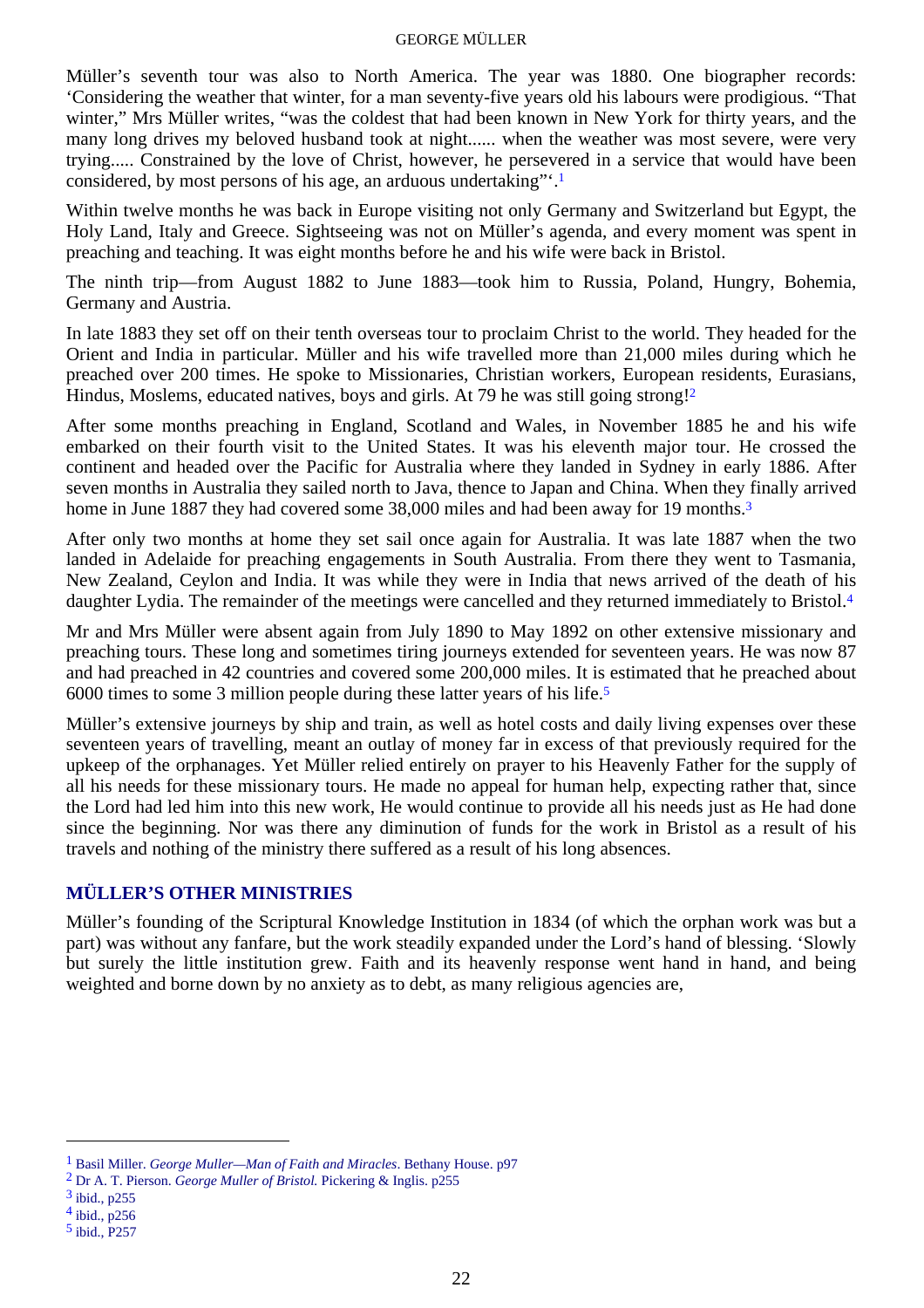Müller's seventh tour was also to North America. The year was 1880. One biographer records: 'Considering the weather that winter, for a man seventy-five years old his labours were prodigious. "That winter," Mrs Müller writes, "was the coldest that had been known in New York for thirty years, and the many long drives my beloved husband took at night...... when the weather was most severe, were very trying..... Constrained by the love of Christ, however, he persevered in a service that would have been considered, by most persons of his age, an arduous undertaking"'.[1]

Within twelve months he was back in Europe visiting not only Germany and Switzerland but Egypt, the Holy Land, Italy and Greece. Sightseeing was not on Müller's agenda, and every moment was spent in preaching and teaching. It was eight months before he and his wife were back in Bristol.

The ninth trip—from August 1882 to June 1883—took him to Russia, Poland, Hungry, Bohemia, Germany and Austria.

In late 1883 they set off on their tenth overseas tour to proclaim Christ to the world. They headed for the Orient and India in particular. Müller and his wife travelled more than 21,000 miles during which he preached over 200 times. He spoke to Missionaries, Christian workers, European residents, Eurasians, Hindus, Moslems, educated natives, boys and girls. At 79 he was still going strong![2]

After some months preaching in England, Scotland and Wales, in November 1885 he and his wife embarked on their fourth visit to the United States. It was his eleventh major tour. He crossed the continent and headed over the Pacific for Australia where they landed in Sydney in early 1886. After seven months in Australia they sailed north to Java, thence to Japan and China. When they finally arrived home in June 1887 they had covered some 38,000 miles and had been away for 19 months.[3]

After only two months at home they set sail once again for Australia. It was late 1887 when the two landed in Adelaide for preaching engagements in South Australia. From there they went to Tasmania, New Zealand, Ceylon and India. It was while they were in India that news arrived of the death of his daughter Lydia. The remainder of the meetings were cancelled and they returned immediately to Bristol.[4]

Mr and Mrs Müller were absent again from July 1890 to May 1892 on other extensive missionary and preaching tours. These long and sometimes tiring journeys extended for seventeen years. He was now 87 and had preached in 42 countries and covered some 200,000 miles. It is estimated that he preached about 6000 times to some 3 million people during these latter years of his life.[5]

Müller's extensive journeys by ship and train, as well as hotel costs and daily living expenses over these seventeen years of travelling, meant an outlay of money far in excess of that previously required for the upkeep of the orphanages. Yet Müller relied entirely on prayer to his Heavenly Father for the supply of all his needs for these missionary tours. He made no appeal for human help, expecting rather that, since the Lord had led him into this new work, He would continue to provide all his needs just as He had done since the beginning. Nor was there any diminution of funds for the work in Bristol as a result of his travels and nothing of the ministry there suffered as a result of his long absences.

## MÜLLER'S OTHER MINISTRIES

Müller's founding of the Scriptural Knowledge Institution in 1834 (of which the orphan work was but a part) was without any fanfare, but the work steadily expanded under the Lord's hand of blessing. 'Slowly but surely the little institution grew. Faith and its heavenly response went hand in hand, and being weighted and borne down by no anxiety as to debt, as many religious agencies are,

---

[1] Basil Miller. *George Muller—Man of Faith and Miracles*. Bethany House. p97

[2] Dr A. T. Pierson. *George Muller of Bristol.* Pickering & Inglis. p255

[3] ibid., p255

[4] ibid., p256

[5] ibid., P257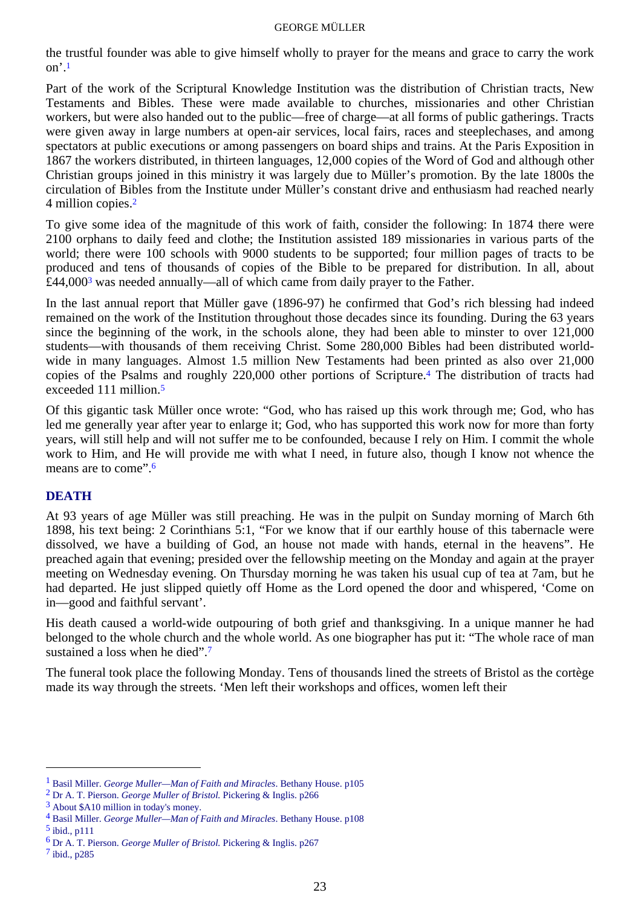the trustful founder was able to give himself wholly to prayer for the means and grace to carry the work on'.[1]

Part of the work of the Scriptural Knowledge Institution was the distribution of Christian tracts, New Testaments and Bibles. These were made available to churches, missionaries and other Christian workers, but were also handed out to the public—free of charge—at all forms of public gatherings. Tracts were given away in large numbers at open-air services, local fairs, races and steeplechases, and among spectators at public executions or among passengers on board ships and trains. At the Paris Exposition in 1867 the workers distributed, in thirteen languages, 12,000 copies of the Word of God and although other Christian groups joined in this ministry it was largely due to Müller's promotion. By the late 1800s the circulation of Bibles from the Institute under Müller's constant drive and enthusiasm had reached nearly 4 million copies.[2]

To give some idea of the magnitude of this work of faith, consider the following: In 1874 there were 2100 orphans to daily feed and clothe; the Institution assisted 189 missionaries in various parts of the world; there were 100 schools with 9000 students to be supported; four million pages of tracts to be produced and tens of thousands of copies of the Bible to be prepared for distribution. In all, about £44,000[3] was needed annually—all of which came from daily prayer to the Father.

In the last annual report that Müller gave (1896-97) he confirmed that God's rich blessing had indeed remained on the work of the Institution throughout those decades since its founding. During the 63 years since the beginning of the work, in the schools alone, they had been able to minster to over 121,000 students—with thousands of them receiving Christ. Some 280,000 Bibles had been distributed world-wide in many languages. Almost 1.5 million New Testaments had been printed as also over 21,000 copies of the Psalms and roughly 220,000 other portions of Scripture.[4] The distribution of tracts had exceeded 111 million.[5]

Of this gigantic task Müller once wrote: "God, who has raised up this work through me; God, who has led me generally year after year to enlarge it; God, who has supported this work now for more than forty years, will still help and will not suffer me to be confounded, because I rely on Him. I commit the whole work to Him, and He will provide me with what I need, in future also, though I know not whence the means are to come".[6]

## DEATH

At 93 years of age Müller was still preaching. He was in the pulpit on Sunday morning of March 6th 1898, his text being: 2 Corinthians 5:1, "For we know that if our earthly house of this tabernacle were dissolved, we have a building of God, an house not made with hands, eternal in the heavens". He preached again that evening; presided over the fellowship meeting on the Monday and again at the prayer meeting on Wednesday evening. On Thursday morning he was taken his usual cup of tea at 7am, but he had departed. He just slipped quietly off Home as the Lord opened the door and whispered, 'Come on in—good and faithful servant'.

His death caused a world-wide outpouring of both grief and thanksgiving. In a unique manner he had belonged to the whole church and the whole world. As one biographer has put it: "The whole race of man sustained a loss when he died".[7]

The funeral took place the following Monday. Tens of thousands lined the streets of Bristol as the cortège made its way through the streets. 'Men left their workshops and offices, women left their

---

[1] Basil Miller. *George Muller—Man of Faith and Miracles*. Bethany House. p105

[2] Dr A. T. Pierson. *George Muller of Bristol.* Pickering & Inglis. p266

[3] About $A10 million in today's money.

[4] Basil Miller. *George Muller—Man of Faith and Miracles*. Bethany House. p108

[5] ibid., p111

[6] Dr A. T. Pierson. *George Muller of Bristol.* Pickering & Inglis. p267

[7] ibid., p285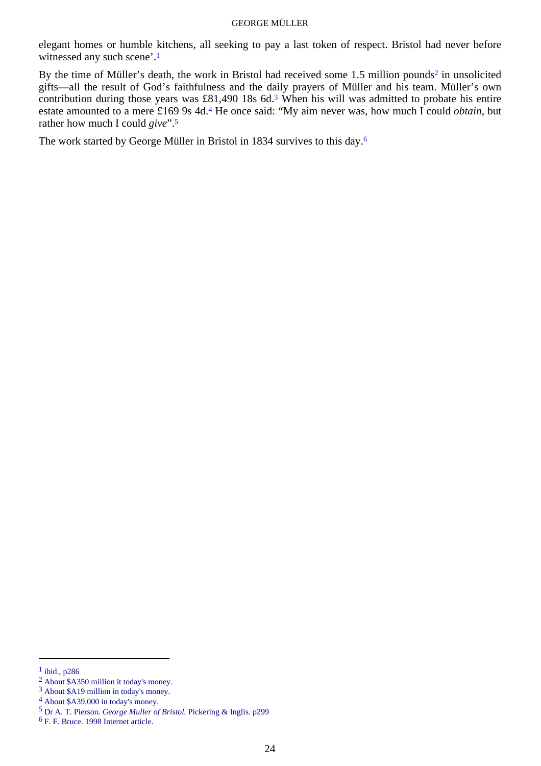elegant homes or humble kitchens, all seeking to pay a last token of respect. Bristol had never before witnessed any such scene'.[1]

By the time of Müller's death, the work in Bristol had received some 1.5 million pounds[2] in unsolicited gifts—all the result of God's faithfulness and the daily prayers of Müller and his team. Müller's own contribution during those years was £81,490 18s 6d.[3] When his will was admitted to probate his entire estate amounted to a mere £169 9s 4d.[4] He once said: "My aim never was, how much I could *obtain*, but rather how much I could *give*".[5]

The work started by George Müller in Bristol in 1834 survives to this day.[6]

---

1 ibid., p286

2 About $A350 million it today's money.

3 About $A19 million in today's money.

4 About $A39,000 in today's money.

5 Dr A. T. Pierson. *George Muller of Bristol.* Pickering & Inglis. p299

6 F. F. Bruce. 1998 Internet article.